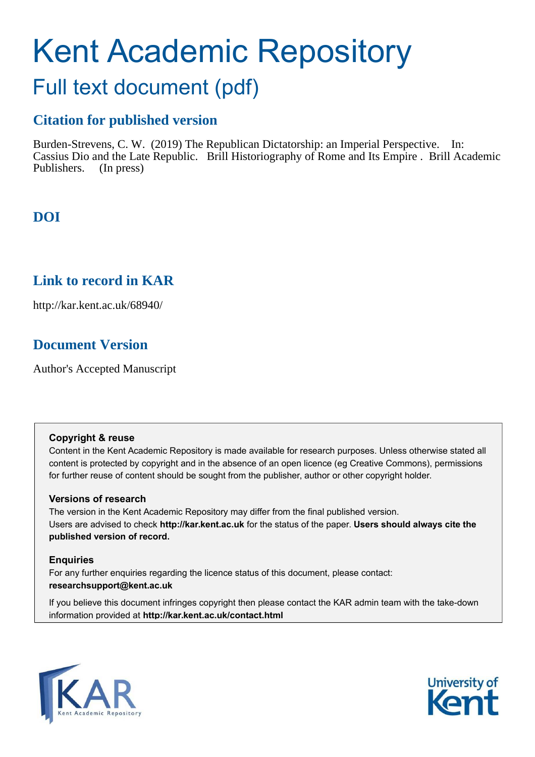# Kent Academic Repository

## Full text document (pdf)

### Citation for published version

Burden-Strevens, C. W. (2019) The Republican Dictatorship: an Imperial Perspective. In: Cassius Dio and the Late Republic. Brill Historiography of Rome and Its Empire . Brill Academic Publishers. (In press)

### DOI

### Link to record in KAR

http://kar.kent.ac.uk/68940/

### Document Version

Author's Accepted Manuscript

**Copyright & reuse**

Content in the Kent Academic Repository is made available for research purposes. Unless otherwise stated all content is protected by copyright and in the absence of an open licence (eg Creative Commons), permissions for further reuse of content should be sought from the publisher, author or other copyright holder.

**Versions of research**

The version in the Kent Academic Repository may differ from the final published version. Users are advised to check **http://kar.kent.ac.uk** for the status of the paper. **Users should always cite the published version of record.**

**Enquiries**

For any further enquiries regarding the licence status of this document, please contact: **researchsupport@kent.ac.uk**

If you believe this document infringes copyright then please contact the KAR admin team with the take-down information provided at **http://kar.kent.ac.uk/contact.html**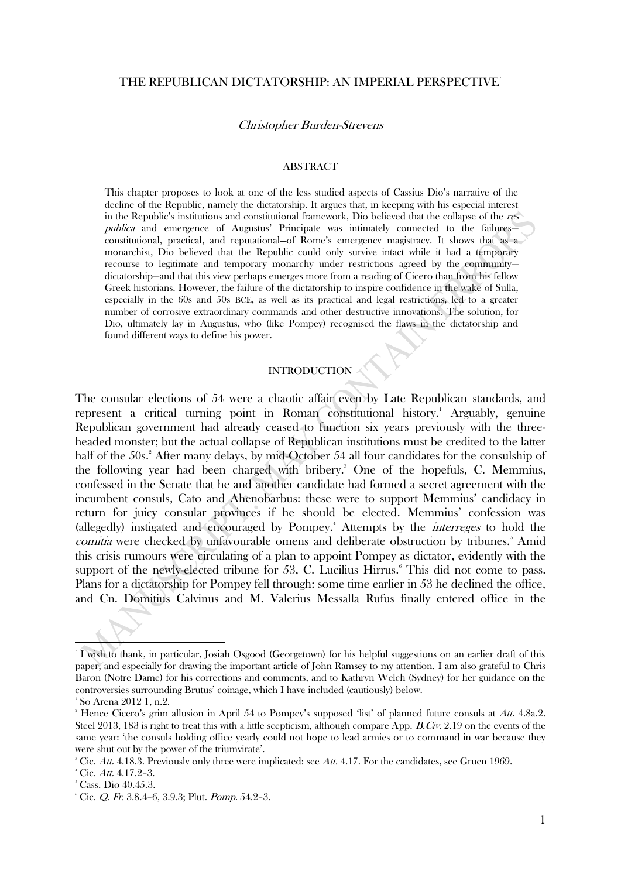# THE REPUBLICAN DICTATORSHIP: AN IMPERIAL PERSPECTIVE[*]

*Christopher Burden-Strevens*

## ABSTRACT

This chapter proposes to look at one of the less studied aspects of Cassius Dio's narrative of the decline of the Republic, namely the dictatorship. It argues that, in keeping with his especial interest in the Republic's institutions and constitutional framework, Dio believed that the collapse of the *res publica* and emergence of Augustus' Principate was intimately connected to the failures—constitutional, practical, and reputational—of Rome's emergency magistracy. It shows that as a monarchist, Dio believed that the Republic could only survive intact while it had a temporary recourse to legitimate and temporary monarchy under restrictions agreed by the community—dictatorship—and that this view perhaps emerges more from a reading of Cicero than from his fellow Greek historians. However, the failure of the dictatorship to inspire confidence in the wake of Sulla, especially in the 60s and 50s BCE, as well as its practical and legal restrictions, led to a greater number of corrosive extraordinary commands and other destructive innovations. The solution, for Dio, ultimately lay in Augustus, who (like Pompey) recognised the flaws in the dictatorship and found different ways to define his power.

## INTRODUCTION

The consular elections of 54 were a chaotic affair even by Late Republican standards, and represent a critical turning point in Roman constitutional history.[1] Arguably, genuine Republican government had already ceased to function six years previously with the three-headed monster; but the actual collapse of Republican institutions must be credited to the latter half of the 50s.[2] After many delays, by mid-October 54 all four candidates for the consulship of the following year had been charged with bribery.[3] One of the hopefuls, C. Memmius, confessed in the Senate that he and another candidate had formed a secret agreement with the incumbent consuls, Cato and Ahenobarbus: these were to support Memmius' candidacy in return for juicy consular provinces if he should be elected. Memmius' confession was (allegedly) instigated and encouraged by Pompey.[4] Attempts by the *interreges* to hold the *comitia* were checked by unfavourable omens and deliberate obstruction by tribunes.[5] Amid this crisis rumours were circulating of a plan to appoint Pompey as dictator, evidently with the support of the newly-elected tribune for 53, C. Lucilius Hirrus.[6] This did not come to pass. Plans for a dictatorship for Pompey fell through: some time earlier in 53 he declined the office, and Cn. Domitius Calvinus and M. Valerius Messalla Rufus finally entered office in the

---

[*] I wish to thank, in particular, Josiah Osgood (Georgetown) for his helpful suggestions on an earlier draft of this paper, and especially for drawing the important article of John Ramsey to my attention. I am also grateful to Chris Baron (Notre Dame) for his corrections and comments, and to Kathryn Welch (Sydney) for her guidance on the controversies surrounding Brutus' coinage, which I have included (cautiously) below.

[1] So Arena 2012 1, n.2.

[2] Hence Cicero's grim allusion in April 54 to Pompey's supposed 'list' of planned future consuls at *Att.* 4.8a.2. Steel 2013, 183 is right to treat this with a little scepticism, although compare App. *B.Civ.* 2.19 on the events of the same year: 'the consuls holding office yearly could not hope to lead armies or to command in war because they were shut out by the power of the triumvirate'.

[3] Cic. *Att.* 4.18.3. Previously only three were implicated: see *Att.* 4.17. For the candidates, see Gruen 1969.

[4] Cic. *Att.* 4.17.2–3.

[5] Cass. Dio 40.45.3.

[6] Cic. *Q. Fr.* 3.8.4–6, 3.9.3; Plut. *Pomp.* 54.2–3.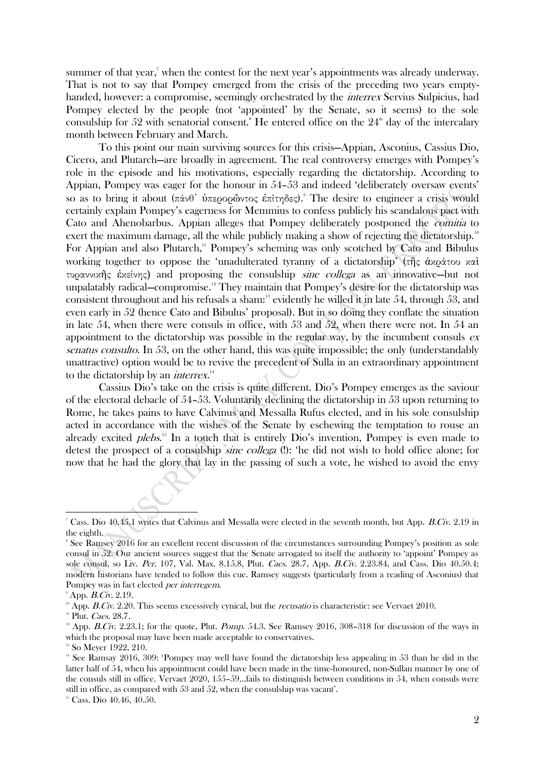summer of that year,[7] when the contest for the next year's appointments was already underway. That is not to say that Pompey emerged from the crisis of the preceding two years empty-handed, however: a compromise, seemingly orchestrated by the *interrex* Servius Sulpicius, had Pompey elected by the people (not 'appointed' by the Senate, so it seems) to the sole consulship for 52 with senatorial consent.[8] He entered office on the 24th day of the intercalary month between February and March.

To this point our main surviving sources for this crisis—Appian, Asconius, Cassius Dio, Cicero, and Plutarch—are broadly in agreement. The real controversy emerges with Pompey's role in the episode and his motivations, especially regarding the dictatorship. According to Appian, Pompey was eager for the honour in 54–53 and indeed 'deliberately oversaw events' so as to bring it about (πάνθ' ὑπερορῶντος ἐπίτηδες).[9] The desire to engineer a crisis would certainly explain Pompey's eagerness for Memmius to confess publicly his scandalous pact with Cato and Ahenobarbus. Appian alleges that Pompey deliberately postponed the *comitia* to exert the maximum damage, all the while publicly making a show of rejecting the dictatorship.[10] For Appian and also Plutarch,[11] Pompey's scheming was only scotched by Cato and Bibulus working together to oppose the 'unadulterated tyranny of a dictatorship' (τῆς ἀκράτου καὶ τυραννικῆς ἐκείνης) and proposing the consulship *sine collega* as an innovative—but not unpalatably radical—compromise.[12] They maintain that Pompey's desire for the dictatorship was consistent throughout and his refusals a sham:[13] evidently he willed it in late 54, through 53, and even early in 52 (hence Cato and Bibulus' proposal). But in so doing they conflate the situation in late 54, when there were consuls in office, with 53 and 52, when there were not. In 54 an appointment to the dictatorship was possible in the regular way, by the incumbent consuls *ex senatus consulto*. In 53, on the other hand, this was quite impossible; the only (understandably unattractive) option would be to revive the precedent of Sulla in an extraordinary appointment to the dictatorship by an *interrex*.[14]

Cassius Dio's take on the crisis is quite different. Dio's Pompey emerges as the saviour of the electoral debacle of 54–53. Voluntarily declining the dictatorship in 53 upon returning to Rome, he takes pains to have Calvinus and Messalla Rufus elected, and in his sole consulship acted in accordance with the wishes of the Senate by eschewing the temptation to rouse an already excited *plebs*.[15] In a touch that is entirely Dio's invention, Pompey is even made to detest the prospect of a consulship *sine collega* (!): 'he did not wish to hold office alone; for now that he had the glory that lay in the passing of such a vote, he wished to avoid the envy

---

[7] Cass. Dio 40.45.1 writes that Calvinus and Messalla were elected in the seventh month, but App. *B.Civ.* 2.19 in the eighth.

[8] See Ramsey 2016 for an excellent recent discussion of the circumstances surrounding Pompey's position as sole consul in 52. Our ancient sources suggest that the Senate arrogated to itself the authority to 'appoint' Pompey as sole consul, so Liv. *Per.* 107, Val. Max. 8.15.8, Plut. *Caes.* 28.7, App. *B.Civ.* 2.23.84, and Cass. Dio 40.50.4; modern historians have tended to follow this cue. Ramsey suggests (particularly from a reading of Asconius) that Pompey was in fact elected *per interregem*.

[9] App. *B.Civ.* 2.19.

[10] App. *B.Civ.* 2.20. This seems excessively cynical, but the *recusatio* is characteristic: see Vervaet 2010.

[11] Plut. *Caes.* 28.7.

[12] App. *B.Civ.* 2.23.1; for the quote, Plut. *Pomp.* 54.3. See Ramsey 2016, 308–318 for discussion of the ways in which the proposal may have been made acceptable to conservatives.

[13] So Meyer 1922, 210.

[14] See Ramsay 2016, 309: 'Pompey may well have found the dictatorship less appealing in 53 than he did in the latter half of 54, when his appointment could have been made in the time-honoured, non-Sullan manner by one of the consuls still in office. Vervaet 2020, 155–59…fails to distinguish between conditions in 54, when consuls were still in office, as compared with 53 and 52, when the consulship was vacant'.

[15] Cass. Dio 40.46, 40.50.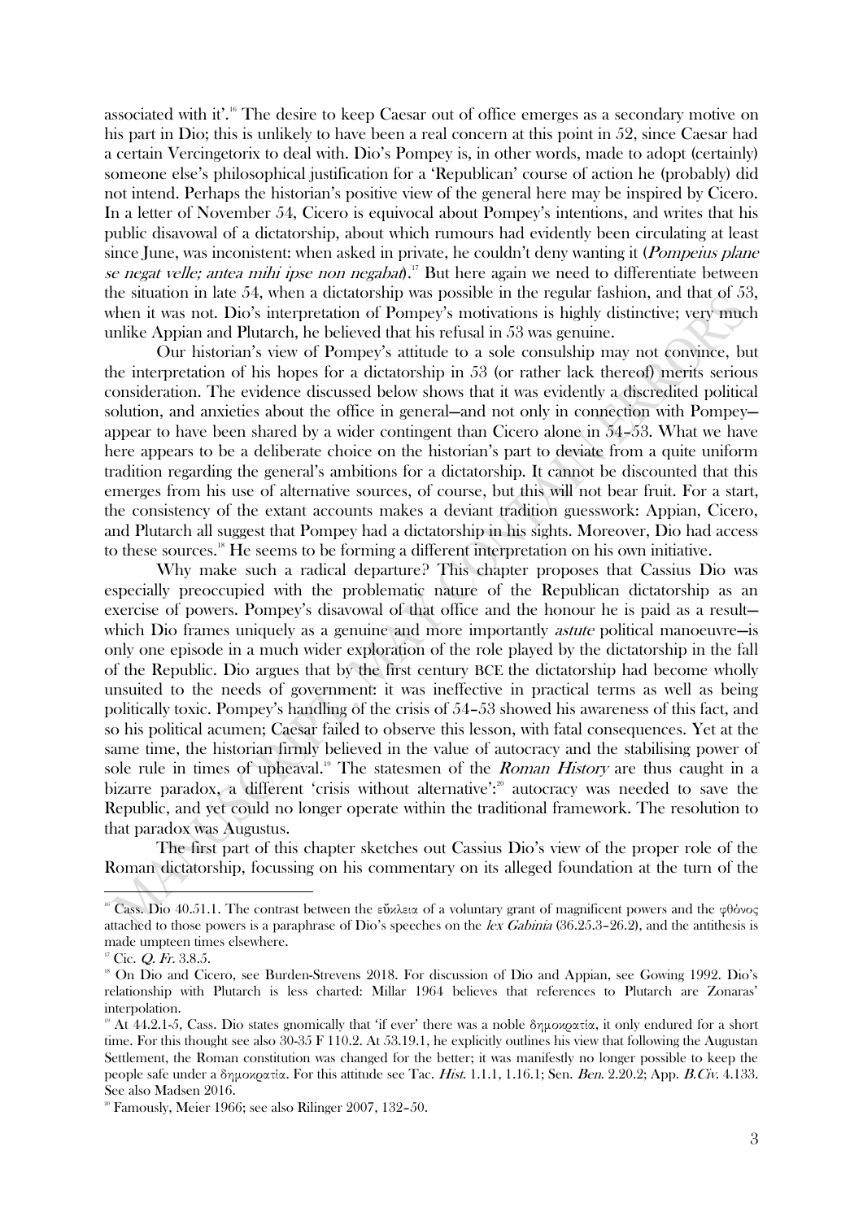associated with it'.[16] The desire to keep Caesar out of office emerges as a secondary motive on his part in Dio; this is unlikely to have been a real concern at this point in 52, since Caesar had a certain Vercingetorix to deal with. Dio's Pompey is, in other words, made to adopt (certainly) someone else's philosophical justification for a 'Republican' course of action he (probably) did not intend. Perhaps the historian's positive view of the general here may be inspired by Cicero. In a letter of November 54, Cicero is equivocal about Pompey's intentions, and writes that his public disavowal of a dictatorship, about which rumours had evidently been circulating at least since June, was inconistent: when asked in private, he couldn't deny wanting it (*Pompeius plane se negat velle; antea mihi ipse non negabat*).[17] But here again we need to differentiate between the situation in late 54, when a dictatorship was possible in the regular fashion, and that of 53, when it was not. Dio's interpretation of Pompey's motivations is highly distinctive; very much unlike Appian and Plutarch, he believed that his refusal in 53 was genuine.

Our historian's view of Pompey's attitude to a sole consulship may not convince, but the interpretation of his hopes for a dictatorship in 53 (or rather lack thereof) merits serious consideration. The evidence discussed below shows that it was evidently a discredited political solution, and anxieties about the office in general—and not only in connection with Pompey—appear to have been shared by a wider contingent than Cicero alone in 54–53. What we have here appears to be a deliberate choice on the historian's part to deviate from a quite uniform tradition regarding the general's ambitions for a dictatorship. It cannot be discounted that this emerges from his use of alternative sources, of course, but this will not bear fruit. For a start, the consistency of the extant accounts makes a deviant tradition guesswork: Appian, Cicero, and Plutarch all suggest that Pompey had a dictatorship in his sights. Moreover, Dio had access to these sources.[18] He seems to be forming a different interpretation on his own initiative.

Why make such a radical departure? This chapter proposes that Cassius Dio was especially preoccupied with the problematic nature of the Republican dictatorship as an exercise of powers. Pompey's disavowal of that office and the honour he is paid as a result—which Dio frames uniquely as a genuine and more importantly *astute* political manoeuvre—is only one episode in a much wider exploration of the role played by the dictatorship in the fall of the Republic. Dio argues that by the first century BCE the dictatorship had become wholly unsuited to the needs of government: it was ineffective in practical terms as well as being politically toxic. Pompey's handling of the crisis of 54–53 showed his awareness of this fact, and so his political acumen; Caesar failed to observe this lesson, with fatal consequences. Yet at the same time, the historian firmly believed in the value of autocracy and the stabilising power of sole rule in times of upheaval.[19] The statesmen of the *Roman History* are thus caught in a bizarre paradox, a different 'crisis without alternative':[20] autocracy was needed to save the Republic, and yet could no longer operate within the traditional framework. The resolution to that paradox was Augustus.

The first part of this chapter sketches out Cassius Dio's view of the proper role of the Roman dictatorship, focussing on his commentary on its alleged foundation at the turn of the

---

[16] Cass. Dio 40.51.1. The contrast between the εὔκλεια of a voluntary grant of magnificent powers and the φθόνος attached to those powers is a paraphrase of Dio's speeches on the *lex Gabinia* (36.25.3–26.2), and the antithesis is made umpteen times elsewhere.

[17] Cic. *Q. Fr.* 3.8.5.

[18] On Dio and Cicero, see Burden-Strevens 2018. For discussion of Dio and Appian, see Gowing 1992. Dio's relationship with Plutarch is less charted: Millar 1964 believes that references to Plutarch are Zonaras' interpolation.

[19] At 44.2.1-5, Cass. Dio states gnomically that 'if ever' there was a noble δημοκρατία, it only endured for a short time. For this thought see also 30-35 F 110.2. At 53.19.1, he explicitly outlines his view that following the Augustan Settlement, the Roman constitution was changed for the better; it was manifestly no longer possible to keep the people safe under a δημοκρατία. For this attitude see Tac. *Hist.* 1.1.1, 1.16.1; Sen. *Ben.* 2.20.2; App. *B.Civ.* 4.133. See also Madsen 2016.

[20] Famously, Meier 1966; see also Rilinger 2007, 132–50.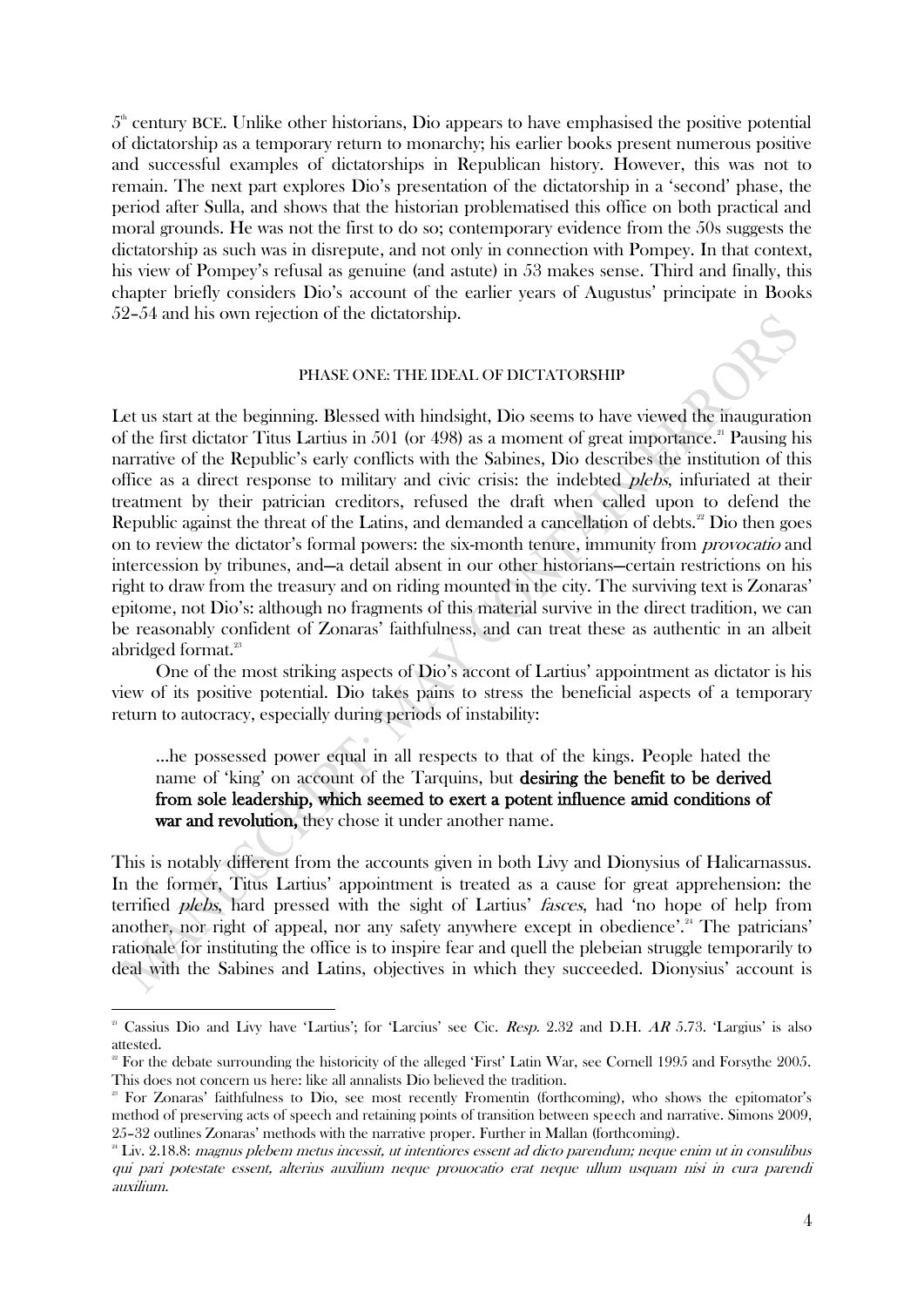5th century BCE. Unlike other historians, Dio appears to have emphasised the positive potential of dictatorship as a temporary return to monarchy; his earlier books present numerous positive and successful examples of dictatorships in Republican history. However, this was not to remain. The next part explores Dio's presentation of the dictatorship in a 'second' phase, the period after Sulla, and shows that the historian problematised this office on both practical and moral grounds. He was not the first to do so; contemporary evidence from the 50s suggests the dictatorship as such was in disrepute, and not only in connection with Pompey. In that context, his view of Pompey's refusal as genuine (and astute) in 53 makes sense. Third and finally, this chapter briefly considers Dio's account of the earlier years of Augustus' principate in Books 52–54 and his own rejection of the dictatorship.

## PHASE ONE: THE IDEAL OF DICTATORSHIP

Let us start at the beginning. Blessed with hindsight, Dio seems to have viewed the inauguration of the first dictator Titus Lartius in 501 (or 498) as a moment of great importance.[21] Pausing his narrative of the Republic's early conflicts with the Sabines, Dio describes the institution of this office as a direct response to military and civic crisis: the indebted *plebs*, infuriated at their treatment by their patrician creditors, refused the draft when called upon to defend the Republic against the threat of the Latins, and demanded a cancellation of debts.[22] Dio then goes on to review the dictator's formal powers: the six-month tenure, immunity from *provocatio* and intercession by tribunes, and—a detail absent in our other historians—certain restrictions on his right to draw from the treasury and on riding mounted in the city. The surviving text is Zonaras' epitome, not Dio's: although no fragments of this material survive in the direct tradition, we can be reasonably confident of Zonaras' faithfulness, and can treat these as authentic in an albeit abridged format.[23]

One of the most striking aspects of Dio's accont of Lartius' appointment as dictator is his view of its positive potential. Dio takes pains to stress the beneficial aspects of a temporary return to autocracy, especially during periods of instability:

> …he possessed power equal in all respects to that of the kings. People hated the name of 'king' on account of the Tarquins, but **desiring the benefit to be derived from sole leadership, which seemed to exert a potent influence amid conditions of war and revolution,** they chose it under another name.

This is notably different from the accounts given in both Livy and Dionysius of Halicarnassus. In the former, Titus Lartius' appointment is treated as a cause for great apprehension: the terrified *plebs*, hard pressed with the sight of Lartius' *fasces*, had 'no hope of help from another, nor right of appeal, nor any safety anywhere except in obedience'.[24] The patricians' rationale for instituting the office is to inspire fear and quell the plebeian struggle temporarily to deal with the Sabines and Latins, objectives in which they succeeded. Dionysius' account is

---

[21] Cassius Dio and Livy have 'Lartius'; for 'Larcius' see Cic. *Resp.* 2.32 and D.H. *AR* 5.73. 'Largius' is also attested.

[22] For the debate surrounding the historicity of the alleged 'First' Latin War, see Cornell 1995 and Forsythe 2005. This does not concern us here: like all annalists Dio believed the tradition.

[23] For Zonaras' faithfulness to Dio, see most recently Fromentin (forthcoming), who shows the epitomator's method of preserving acts of speech and retaining points of transition between speech and narrative. Simons 2009, 25–32 outlines Zonaras' methods with the narrative proper. Further in Mallan (forthcoming).

[24] Liv. 2.18.8: *magnus plebem metus incessit, ut intentiores essent ad dicto parendum; neque enim ut in consulibus qui pari potestate essent, alterius auxilium neque prouocatio erat neque ullum usquam nisi in cura parendi auxilium.*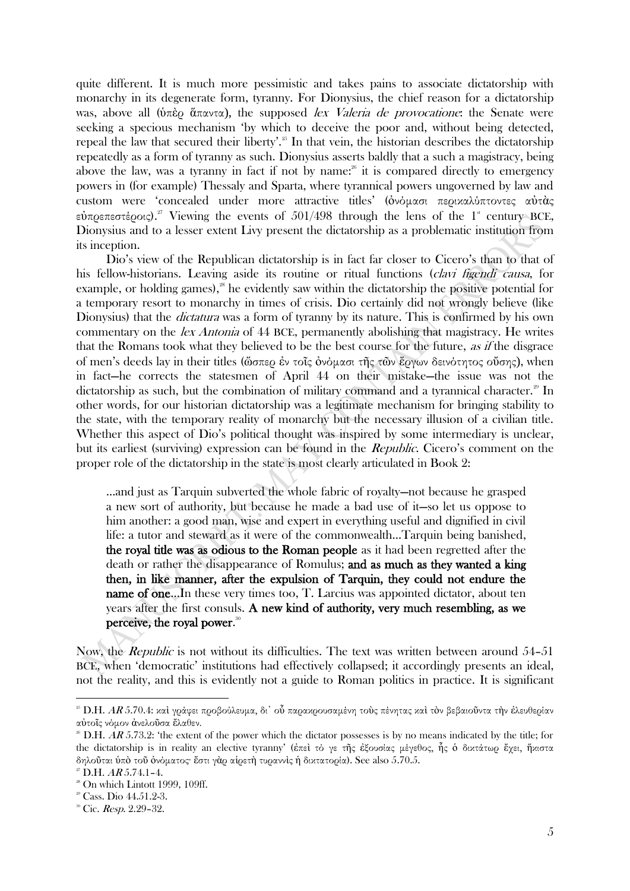quite different. It is much more pessimistic and takes pains to associate dictatorship with monarchy in its degenerate form, tyranny. For Dionysius, the chief reason for a dictatorship was, above all (ὑπὲρ ἅπαντα), the supposed *lex Valeria de provocatione*: the Senate were seeking a specious mechanism 'by which to deceive the poor and, without being detected, repeal the law that secured their liberty'.[25] In that vein, the historian describes the dictatorship repeatedly as a form of tyranny as such. Dionysius asserts baldly that a such a magistracy, being above the law, was a tyranny in fact if not by name:[26] it is compared directly to emergency powers in (for example) Thessaly and Sparta, where tyrannical powers ungoverned by law and custom were 'concealed under more attractive titles' (ὀνόμασι περικαλύπτοντες αὐτὰς εὐπρεπεστέροις).[27] Viewing the events of 501/498 through the lens of the 1st century BCE, Dionysius and to a lesser extent Livy present the dictatorship as a problematic institution from its inception.

Dio's view of the Republican dictatorship is in fact far closer to Cicero's than to that of his fellow-historians. Leaving aside its routine or ritual functions (*clavi figendi causa*, for example, or holding games),[28] he evidently saw within the dictatorship the positive potential for a temporary resort to monarchy in times of crisis. Dio certainly did not wrongly believe (like Dionysius) that the *dictatura* was a form of tyranny by its nature. This is confirmed by his own commentary on the *lex Antonia* of 44 BCE, permanently abolishing that magistracy. He writes that the Romans took what they believed to be the best course for the future, *as if* the disgrace of men's deeds lay in their titles (ὥσπερ ἐν τοῖς ὀνόμασι τῆς τῶν ἔργων δεινότητος οὔσης), when in fact—he corrects the statesmen of April 44 on their mistake—the issue was not the dictatorship as such, but the combination of military command and a tyrannical character.[29] In other words, for our historian dictatorship was a legitimate mechanism for bringing stability to the state, with the temporary reality of monarchy but the necessary illusion of a civilian title. Whether this aspect of Dio's political thought was inspired by some intermediary is unclear, but its earliest (surviving) expression can be found in the *Republic*. Cicero's comment on the proper role of the dictatorship in the state is most clearly articulated in Book 2:

> ...and just as Tarquin subverted the whole fabric of royalty—not because he grasped a new sort of authority, but because he made a bad use of it—so let us oppose to him another: a good man, wise and expert in everything useful and dignified in civil life: a tutor and steward as it were of the commonwealth...Tarquin being banished, **the royal title was as odious to the Roman people** as it had been regretted after the death or rather the disappearance of Romulus; **and as much as they wanted a king then, in like manner, after the expulsion of Tarquin, they could not endure the name of one**...In these very times too, T. Larcius was appointed dictator, about ten years after the first consuls. **A new kind of authority, very much resembling, as we perceive, the royal power**.[30]

Now, the *Republic* is not without its difficulties. The text was written between around 54–51 BCE, when 'democratic' institutions had effectively collapsed; it accordingly presents an ideal, not the reality, and this is evidently not a guide to Roman politics in practice. It is significant

---

[25] D.H. *AR* 5.70.4: καὶ γράφει προβούλευμα, δι᾽ οὗ παρακρουσαμένη τοὺς πένητας καὶ τὸν βεβαιοῦντα τὴν ἐλευθερίαν αὐτοῖς νόμον ἀνελοῦσα ἔλαθεν.

[26] D.H. *AR* 5.73.2: 'the extent of the power which the dictator possesses is by no means indicated by the title; for the dictatorship is in reality an elective tyranny' (ἐπεὶ τό γε τῆς ἐξουσίας μέγεθος, ἧς ὁ δικτάτωρ ἔχει, ἥκιστα δηλοῦται ὑπὸ τοῦ ὀνόματος· ἔστι γὰρ αἱρετὴ τυραννὶς ἡ δικτατορία). See also 5.70.5.

[27] D.H. *AR* 5.74.1–4.

[28] On which Lintott 1999, 109ff.

[29] Cass. Dio 44.51.2-3.

[30] Cic. *Resp.* 2.29–32.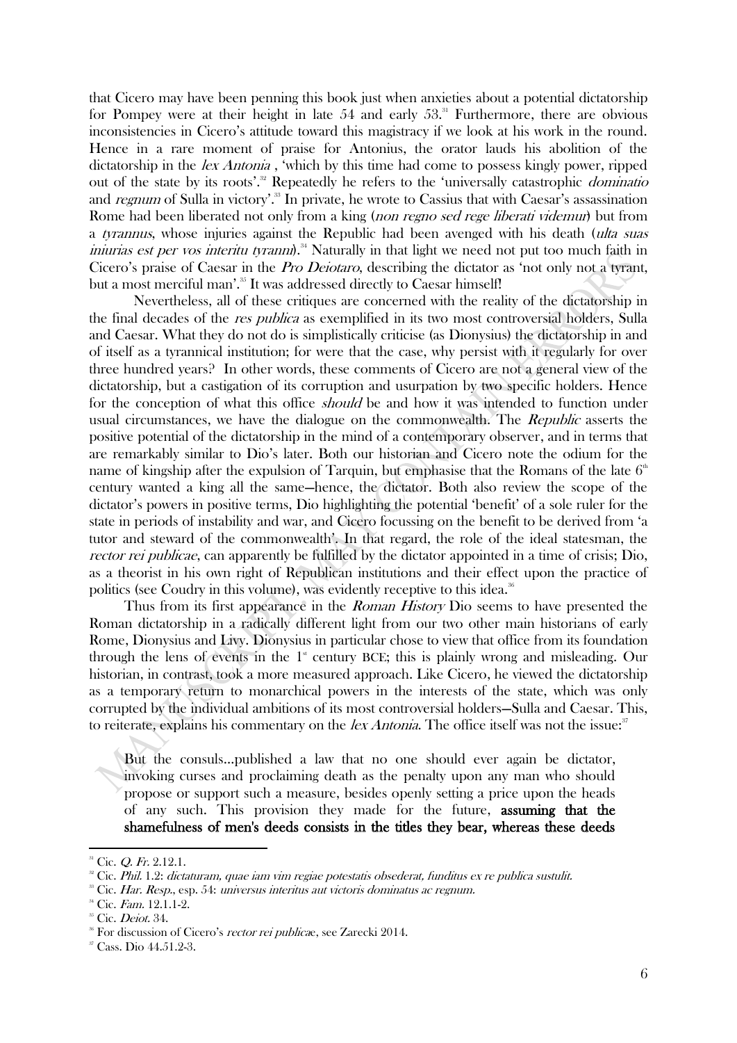that Cicero may have been penning this book just when anxieties about a potential dictatorship for Pompey were at their height in late 54 and early 53.[31] Furthermore, there are obvious inconsistencies in Cicero's attitude toward this magistracy if we look at his work in the round. Hence in a rare moment of praise for Antonius, the orator lauds his abolition of the dictatorship in the *lex Antonia* , 'which by this time had come to possess kingly power, ripped out of the state by its roots'.[32] Repeatedly he refers to the 'universally catastrophic *dominatio* and *regnum* of Sulla in victory'.[33] In private, he wrote to Cassius that with Caesar's assassination Rome had been liberated not only from a king (*non regno sed rege liberati videmur*) but from a *tyrannus*, whose injuries against the Republic had been avenged with his death (*ulta suas iniurias est per vos interitu tyranni*).[34] Naturally in that light we need not put too much faith in Cicero's praise of Caesar in the *Pro Deiotaro*, describing the dictator as 'not only not a tyrant, but a most merciful man'.[35] It was addressed directly to Caesar himself!

Nevertheless, all of these critiques are concerned with the reality of the dictatorship in the final decades of the *res publica* as exemplified in its two most controversial holders, Sulla and Caesar. What they do not do is simplistically criticise (as Dionysius) the dictatorship in and of itself as a tyrannical institution; for were that the case, why persist with it regularly for over three hundred years? In other words, these comments of Cicero are not a general view of the dictatorship, but a castigation of its corruption and usurpation by two specific holders. Hence for the conception of what this office *should* be and how it was intended to function under usual circumstances, we have the dialogue on the commonwealth. The *Republic* asserts the positive potential of the dictatorship in the mind of a contemporary observer, and in terms that are remarkably similar to Dio's later. Both our historian and Cicero note the odium for the name of kingship after the expulsion of Tarquin, but emphasise that the Romans of the late 6th century wanted a king all the same—hence, the dictator. Both also review the scope of the dictator's powers in positive terms, Dio highlighting the potential 'benefit' of a sole ruler for the state in periods of instability and war, and Cicero focussing on the benefit to be derived from 'a tutor and steward of the commonwealth'. In that regard, the role of the ideal statesman, the *rector rei publicae*, can apparently be fulfilled by the dictator appointed in a time of crisis; Dio, as a theorist in his own right of Republican institutions and their effect upon the practice of politics (see Coudry in this volume), was evidently receptive to this idea.[36]

Thus from its first appearance in the *Roman History* Dio seems to have presented the Roman dictatorship in a radically different light from our two other main historians of early Rome, Dionysius and Livy. Dionysius in particular chose to view that office from its foundation through the lens of events in the 1st century BCE; this is plainly wrong and misleading. Our historian, in contrast, took a more measured approach. Like Cicero, he viewed the dictatorship as a temporary return to monarchical powers in the interests of the state, which was only corrupted by the individual ambitions of its most controversial holders—Sulla and Caesar. This, to reiterate, explains his commentary on the *lex Antonia*. The office itself was not the issue:[37]

> But the consuls…published a law that no one should ever again be dictator, invoking curses and proclaiming death as the penalty upon any man who should propose or support such a measure, besides openly setting a price upon the heads of any such. This provision they made for the future, **assuming that the shamefulness of men's deeds consists in the titles they bear, whereas these deeds**

---

[31] Cic. *Q. Fr.* 2.12.1.

[32] Cic. *Phil.* 1.2: *dictaturam, quae iam vim regiae potestatis obsederat, funditus ex re publica sustulit.*

[33] Cic. *Har. Resp.*, esp. 54: *universus interitus aut victoris dominatus ac regnum.*

[34] Cic. *Fam.* 12.1.1-2.

[35] Cic. *Deiot.* 34.

[36] For discussion of Cicero's *rector rei publicae*, see Zarecki 2014.

[37] Cass. Dio 44.51.2-3.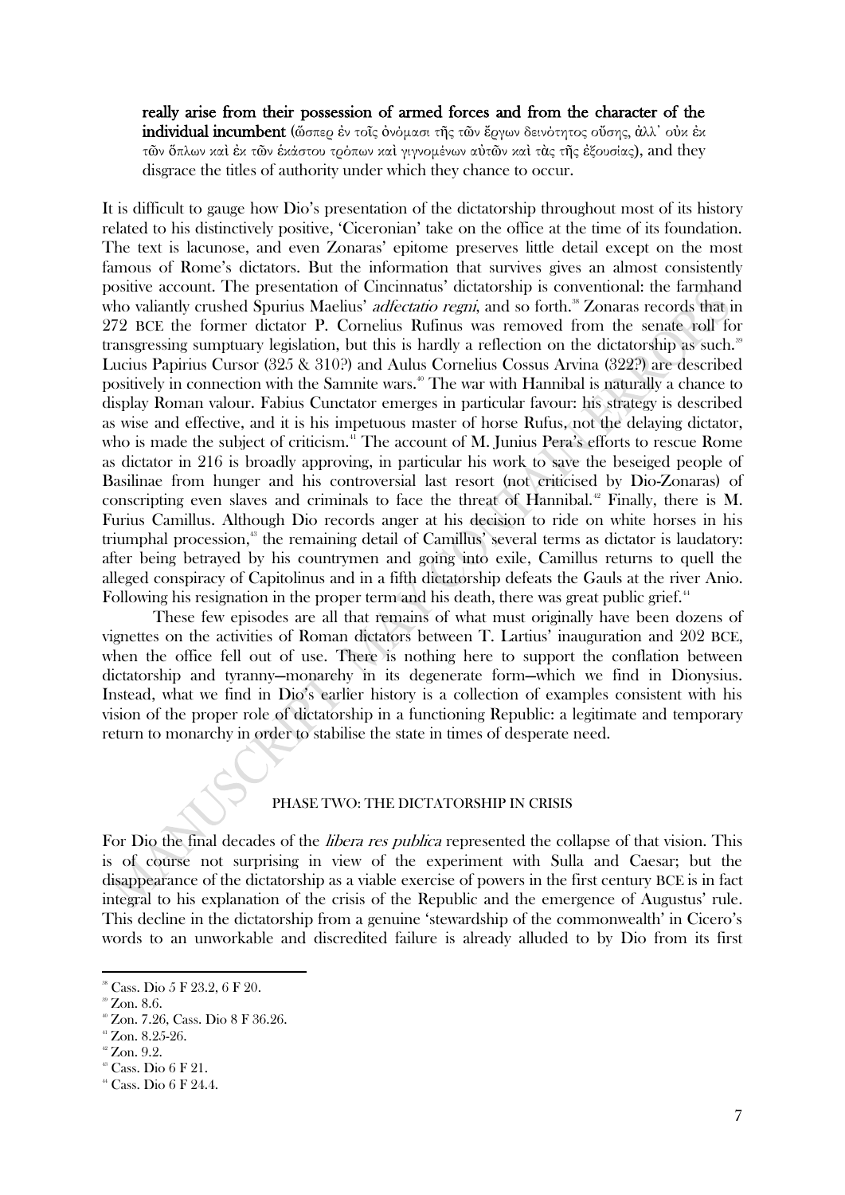**really arise from their possession of armed forces and from the character of the individual incumbent** (ὥσπερ ἐν τοῖς ὀνόμασι τῆς τῶν ἔργων δεινότητος οὔσης, ἀλλ᾽ οὐκ ἐκ τῶν ὅπλων καὶ ἐκ τῶν ἑκάστου τρόπων καὶ γιγνομένων αὐτῶν καὶ τὰς τῆς ἐξουσίας), and they disgrace the titles of authority under which they chance to occur.

It is difficult to gauge how Dio's presentation of the dictatorship throughout most of its history related to his distinctively positive, 'Ciceronian' take on the office at the time of its foundation. The text is lacunose, and even Zonaras' epitome preserves little detail except on the most famous of Rome's dictators. But the information that survives gives an almost consistently positive account. The presentation of Cincinnatus' dictatorship is conventional: the farmhand who valiantly crushed Spurius Maelius' *adfectatio regni*, and so forth.[38] Zonaras records that in 272 BCE the former dictator P. Cornelius Rufinus was removed from the senate roll for transgressing sumptuary legislation, but this is hardly a reflection on the dictatorship as such.[39] Lucius Papirius Cursor (325 & 310?) and Aulus Cornelius Cossus Arvina (322?) are described positively in connection with the Samnite wars.[40] The war with Hannibal is naturally a chance to display Roman valour. Fabius Cunctator emerges in particular favour: his strategy is described as wise and effective, and it is his impetuous master of horse Rufus, not the delaying dictator, who is made the subject of criticism.[41] The account of M. Junius Pera's efforts to rescue Rome as dictator in 216 is broadly approving, in particular his work to save the beseiged people of Basilinae from hunger and his controversial last resort (not criticised by Dio-Zonaras) of conscripting even slaves and criminals to face the threat of Hannibal.[42] Finally, there is M. Furius Camillus. Although Dio records anger at his decision to ride on white horses in his triumphal procession,[43] the remaining detail of Camillus' several terms as dictator is laudatory: after being betrayed by his countrymen and going into exile, Camillus returns to quell the alleged conspiracy of Capitolinus and in a fifth dictatorship defeats the Gauls at the river Anio. Following his resignation in the proper term and his death, there was great public grief.[44]

These few episodes are all that remains of what must originally have been dozens of vignettes on the activities of Roman dictators between T. Lartius' inauguration and 202 BCE, when the office fell out of use. There is nothing here to support the conflation between dictatorship and tyranny—monarchy in its degenerate form—which we find in Dionysius. Instead, what we find in Dio's earlier history is a collection of examples consistent with his vision of the proper role of dictatorship in a functioning Republic: a legitimate and temporary return to monarchy in order to stabilise the state in times of desperate need.

## PHASE TWO: THE DICTATORSHIP IN CRISIS

For Dio the final decades of the *libera res publica* represented the collapse of that vision. This is of course not surprising in view of the experiment with Sulla and Caesar; but the disappearance of the dictatorship as a viable exercise of powers in the first century BCE is in fact integral to his explanation of the crisis of the Republic and the emergence of Augustus' rule. This decline in the dictatorship from a genuine 'stewardship of the commonwealth' in Cicero's words to an unworkable and discredited failure is already alluded to by Dio from its first

---

[38] Cass. Dio 5 F 23.2, 6 F 20.

[39] Zon. 8.6.

[40] Zon. 7.26, Cass. Dio 8 F 36.26.

[41] Zon. 8.25-26.

[42] Zon. 9.2.

[43] Cass. Dio 6 F 21.

[44] Cass. Dio 6 F 24.4.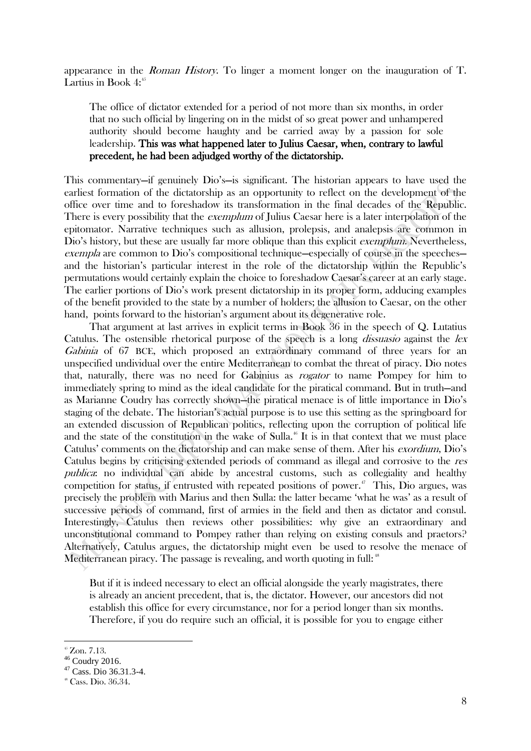appearance in the *Roman History*. To linger a moment longer on the inauguration of T. Lartius in Book 4:[45]

> The office of dictator extended for a period of not more than six months, in order that no such official by lingering on in the midst of so great power and unhampered authority should become haughty and be carried away by a passion for sole leadership. **This was what happened later to Julius Caesar, when, contrary to lawful precedent, he had been adjudged worthy of the dictatorship.**

This commentary—if genuinely Dio's—is significant. The historian appears to have used the earliest formation of the dictatorship as an opportunity to reflect on the development of the office over time and to foreshadow its transformation in the final decades of the Republic. There is every possibility that the *exemplum* of Julius Caesar here is a later interpolation of the epitomator. Narrative techniques such as allusion, prolepsis, and analepsis are common in Dio's history, but these are usually far more oblique than this explicit *exemplum*. Nevertheless, *exempla* are common to Dio's compositional technique—especially of course in the speeches—and the historian's particular interest in the role of the dictatorship within the Republic's permutations would certainly explain the choice to foreshadow Caesar's career at an early stage. The earlier portions of Dio's work present dictatorship in its proper form, adducing examples of the benefit provided to the state by a number of holders; the allusion to Caesar, on the other hand, points forward to the historian's argument about its degenerative role.

That argument at last arrives in explicit terms in Book 36 in the speech of Q. Lutatius Catulus. The ostensible rhetorical purpose of the speech is a long *dissuasio* against the *lex Gabinia* of 67 BCE, which proposed an extraordinary command of three years for an unspecified undividual over the entire Mediterranean to combat the threat of piracy. Dio notes that, naturally, there was no need for Gabinius as *rogator* to name Pompey for him to immediately spring to mind as the ideal candidate for the piratical command. But in truth—and as Marianne Coudry has correctly shown—the piratical menace is of little importance in Dio's staging of the debate. The historian's actual purpose is to use this setting as the springboard for an extended discussion of Republican politics, reflecting upon the corruption of political life and the state of the constitution in the wake of Sulla.[46] It is in that context that we must place Catulus' comments on the dictatorship and can make sense of them. After his *exordium*, Dio's Catulus begins by criticising extended periods of command as illegal and corrosive to the *res publica*: no individual can abide by ancestral customs, such as collegiality and healthy competition for status, if entrusted with repeated positions of power.[47] This, Dio argues, was precisely the problem with Marius and then Sulla: the latter became 'what he was' as a result of successive periods of command, first of armies in the field and then as dictator and consul. Interestingly, Catulus then reviews other possibilities: why give an extraordinary and unconstitutional command to Pompey rather than relying on existing consuls and praetors? Alternatively, Catulus argues, the dictatorship might even be used to resolve the menace of Mediterranean piracy. The passage is revealing, and worth quoting in full:[48]

> But if it is indeed necessary to elect an official alongside the yearly magistrates, there is already an ancient precedent, that is, the dictator. However, our ancestors did not establish this office for every circumstance, nor for a period longer than six months. Therefore, if you do require such an official, it is possible for you to engage either

[45] Zon. 7.13.

[46] Coudry 2016.

[47] Cass. Dio 36.31.3-4.

[48] Cass. Dio. 36.34.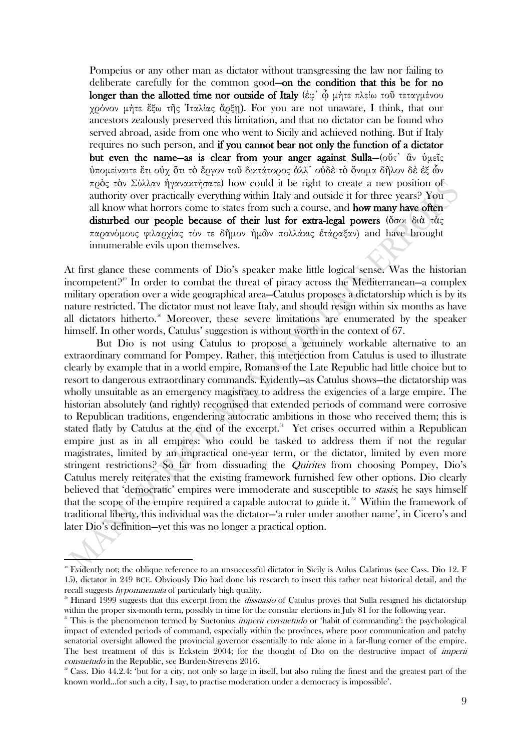Pompeius or any other man as dictator without transgressing the law nor failing to deliberate carefully for the common good—**on the condition that this be for no longer than the allotted time nor outside of Italy** (ἐφ᾽ ᾧ μήτε πλείω τοῦ τεταγμένου χρόνον μήτε ἔξω τῆς Ἰταλίας ἄρξῃ). For you are not unaware, I think, that our ancestors zealously preserved this limitation, and that no dictator can be found who served abroad, aside from one who went to Sicily and achieved nothing. But if Italy requires no such person, and **if you cannot bear not only the function of a dictator but even the name—as is clear from your anger against Sulla**—(οὔτ᾽ ἂν ὑμεῖς ὑπομείναιτε ἔτι οὐχ ὅτι τὸ ἔργον τοῦ δικτάτορος ἀλλ᾽ οὐδὲ τὸ ὄνομα δῆλον δὲ ἐξ ὧν πρὸς τὸν Σύλλαν ἠγανακτήσατε) how could it be right to create a new position of authority over practically everything within Italy and outside it for three years? You all know what horrors come to states from such a course, and **how many have often disturbed our people because of their lust for extra-legal powers** (ὅσοι διὰ τὰς παρανόμους φιλαρχίας τόν τε δῆμον ἡμῶν πολλάκις ἐτάραξαν) and have brought innumerable evils upon themselves.

At first glance these comments of Dio's speaker make little logical sense. Was the historian incompetent?[49] In order to combat the threat of piracy across the Mediterranean—a complex military operation over a wide geographical area—Catulus proposes a dictatorship which is by its nature restricted. The dictator must not leave Italy, and should resign within six months as have all dictators hitherto.[50] Moreover, these severe limitations are enumerated by the speaker himself. In other words, Catulus' suggestion is without worth in the context of 67.

But Dio is not using Catulus to propose a genuinely workable alternative to an extraordinary command for Pompey. Rather, this interjection from Catulus is used to illustrate clearly by example that in a world empire, Romans of the Late Republic had little choice but to resort to dangerous extraordinary commands. Evidently—as Catulus shows—the dictatorship was wholly unsuitable as an emergency magistracy to address the exigencies of a large empire. The historian absolutely (and rightly) recognised that extended periods of command were corrosive to Republican traditions, engendering autocratic ambitions in those who received them; this is stated flatly by Catulus at the end of the excerpt.[51] Yet crises occurred within a Republican empire just as in all empires: who could be tasked to address them if not the regular magistrates, limited by an impractical one-year term, or the dictator, limited by even more stringent restrictions? So far from dissuading the *Quirites* from choosing Pompey, Dio's Catulus merely reiterates that the existing framework furnished few other options. Dio clearly believed that 'democratic' empires were immoderate and susceptible to *stasis*; he says himself that the scope of the empire required a capable autocrat to guide it.[52] Within the framework of traditional liberty, this individual was the dictator—'a ruler under another name', in Cicero's and later Dio's definition—yet this was no longer a practical option.

---

[49] Evidently not; the oblique reference to an unsuccessful dictator in Sicily is Aulus Calatinus (see Cass. Dio 12. F 15), dictator in 249 BCE. Obviously Dio had done his research to insert this rather neat historical detail, and the recall suggests *hypomnemata* of particularly high quality.

[50] Hinard 1999 suggests that this excerpt from the *dissuasio* of Catulus proves that Sulla resigned his dictatorship within the proper six-month term, possibly in time for the consular elections in July 81 for the following year.

[51] This is the phenomenon termed by Suetonius *imperii consuetudo* or 'habit of commanding': the psychological impact of extended periods of command, especially within the provinces, where poor communication and patchy senatorial oversight allowed the provincial governor essentially to rule alone in a far-flung corner of the empire. The best treatment of this is Eckstein 2004; for the thought of Dio on the destructive impact of *imperii consuetudo* in the Republic, see Burden-Strevens 2016.

[52] Cass. Dio 44.2.4: 'but for a city, not only so large in itself, but also ruling the finest and the greatest part of the known world...for such a city, I say, to practise moderation under a democracy is impossible'.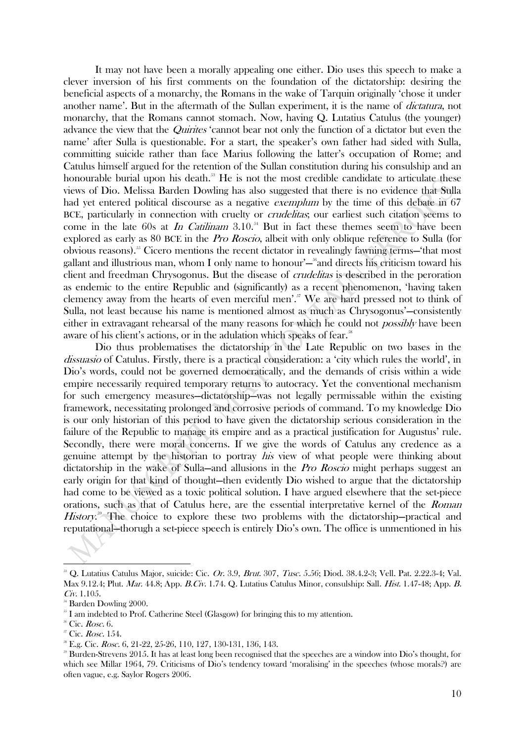It may not have been a morally appealing one either. Dio uses this speech to make a clever inversion of his first comments on the foundation of the dictatorship: desiring the beneficial aspects of a monarchy, the Romans in the wake of Tarquin originally 'chose it under another name'. But in the aftermath of the Sullan experiment, it is the name of *dictatura,* not monarchy, that the Romans cannot stomach. Now, having Q. Lutatius Catulus (the younger) advance the view that the *Quirites* 'cannot bear not only the function of a dictator but even the name' after Sulla is questionable. For a start, the speaker's own father had sided with Sulla, committing suicide rather than face Marius following the latter's occupation of Rome; and Catulus himself argued for the retention of the Sullan constitution during his consulship and an honourable burial upon his death.[53] He is not the most credible candidate to articulate these views of Dio. Melissa Barden Dowling has also suggested that there is no evidence that Sulla had yet entered political discourse as a negative *exemplum* by the time of this debate in 67 BCE, particularly in connection with cruelty or *crudelitas*; our earliest such citation seems to come in the late 60s at *In Catilinam* 3.10.[54] But in fact these themes seem to have been explored as early as 80 BCE in the *Pro Roscio*, albeit with only oblique reference to Sulla (for obvious reasons).[55] Cicero mentions the recent dictator in revealingly fawning terms—'that most gallant and illustrious man, whom I only name to honour'—[56]and directs his criticism toward his client and freedman Chrysogonus. But the disease of *crudelitas* is described in the peroration as endemic to the entire Republic and (significantly) as a recent phenomenon, 'having taken clemency away from the hearts of even merciful men'.[57] We are hard pressed not to think of Sulla, not least because his name is mentioned almost as much as Chrysogonus'—consistently either in extravagant rehearsal of the many reasons for which he could not *possibly* have been aware of his client's actions, or in the adulation which speaks of fear.[58]

Dio thus problematises the dictatorship in the Late Republic on two bases in the *dissuasio* of Catulus. Firstly, there is a practical consideration: a 'city which rules the world', in Dio's words, could not be governed democratically, and the demands of crisis within a wide empire necessarily required temporary returns to autocracy. Yet the conventional mechanism for such emergency measures—dictatorship—was not legally permissable within the existing framework, necessitating prolonged and corrosive periods of command. To my knowledge Dio is our only historian of this period to have given the dictatorship serious consideration in the failure of the Republic to manage its empire and as a practical justification for Augustus' rule. Secondly, there were moral concerns. If we give the words of Catulus any credence as a genuine attempt by the historian to portray *his* view of what people were thinking about dictatorship in the wake of Sulla—and allusions in the *Pro Roscio* might perhaps suggest an early origin for that kind of thought—then evidently Dio wished to argue that the dictatorship had come to be viewed as a toxic political solution. I have argued elsewhere that the set-piece orations, such as that of Catulus here, are the essential interpretative kernel of the *Roman History*.[59] The choice to explore these two problems with the dictatorship—practical and reputational—thorugh a set-piece speech is entirely Dio's own. The office is unmentioned in his

---

[53] Q. Lutatius Catulus Major, suicide: Cic. *Or.* 3.9, *Brut.* 307, *Tusc.* 5.56; Diod. 38.4.2-3; Vell. Pat. 2.22.3-4; Val. Max 9.12.4; Plut. *Mar.* 44.8; App. *B.Civ.* 1.74. Q. Lutatius Catulus Minor, consulship: Sall. *Hist.* 1.47-48; App. *B. Civ.* 1.105.

[54] Barden Dowling 2000.

[55] I am indebted to Prof. Catherine Steel (Glasgow) for bringing this to my attention.

[56] Cic. *Rosc.* 6.

[57] Cic. *Rosc.* 154.

[58] E.g. Cic. *Rosc.* 6, 21-22, 25-26, 110, 127, 130-131, 136, 143.

[59] Burden-Strevens 2015. It has at least long been recognised that the speeches are a window into Dio's thought, for which see Millar 1964, 79. Criticisms of Dio's tendency toward 'moralising' in the speeches (whose morals?) are often vague, e.g. Saylor Rogers 2006.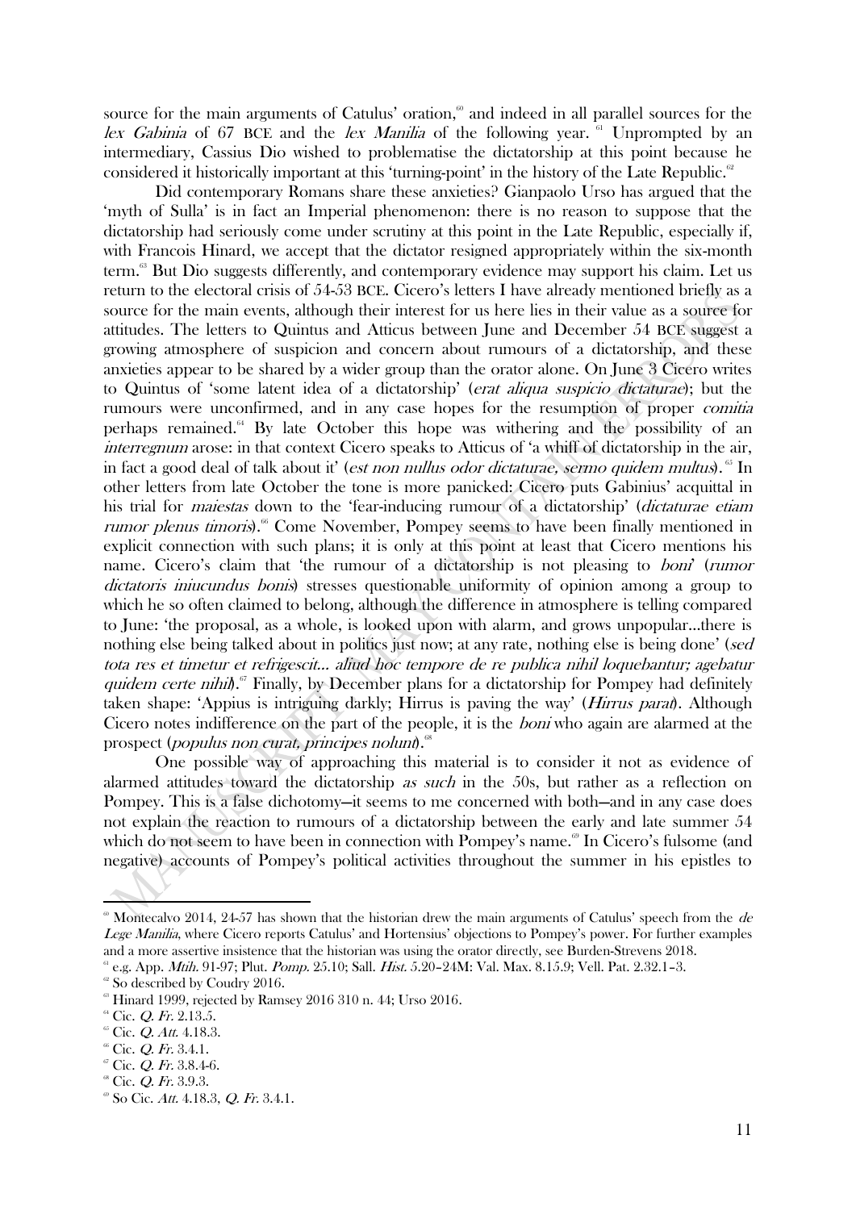source for the main arguments of Catulus' oration,[60] and indeed in all parallel sources for the *lex Gabinia* of 67 BCE and the *lex Manilia* of the following year. [61] Unprompted by an intermediary, Cassius Dio wished to problematise the dictatorship at this point because he considered it historically important at this 'turning-point' in the history of the Late Republic.[62]

Did contemporary Romans share these anxieties? Gianpaolo Urso has argued that the 'myth of Sulla' is in fact an Imperial phenomenon: there is no reason to suppose that the dictatorship had seriously come under scrutiny at this point in the Late Republic, especially if, with Francois Hinard, we accept that the dictator resigned appropriately within the six-month term.[63] But Dio suggests differently, and contemporary evidence may support his claim. Let us return to the electoral crisis of 54-53 BCE. Cicero's letters I have already mentioned briefly as a source for the main events, although their interest for us here lies in their value as a source for attitudes. The letters to Quintus and Atticus between June and December 54 BCE suggest a growing atmosphere of suspicion and concern about rumours of a dictatorship, and these anxieties appear to be shared by a wider group than the orator alone. On June 3 Cicero writes to Quintus of 'some latent idea of a dictatorship' (*erat aliqua suspicio dictaturae*); but the rumours were unconfirmed, and in any case hopes for the resumption of proper *comitia* perhaps remained.[64] By late October this hope was withering and the possibility of an *interregnum* arose: in that context Cicero speaks to Atticus of 'a whiff of dictatorship in the air, in fact a good deal of talk about it' (*est non nullus odor dictaturae, sermo quidem multus*).[65] In other letters from late October the tone is more panicked: Cicero puts Gabinius' acquittal in his trial for *maiestas* down to the 'fear-inducing rumour of a dictatorship' (*dictaturae etiam rumor plenus timoris*).[66] Come November, Pompey seems to have been finally mentioned in explicit connection with such plans; it is only at this point at least that Cicero mentions his name. Cicero's claim that 'the rumour of a dictatorship is not pleasing to *boni*' (*rumor dictatoris iniucundus bonis*) stresses questionable uniformity of opinion among a group to which he so often claimed to belong, although the difference in atmosphere is telling compared to June: 'the proposal, as a whole, is looked upon with alarm, and grows unpopular...there is nothing else being talked about in politics just now; at any rate, nothing else is being done' (*sed tota res et timetur et refrigescit... aliud hoc tempore de re publica nihil loquebantur; agebatur quidem certe nihil*).[67] Finally, by December plans for a dictatorship for Pompey had definitely taken shape: 'Appius is intriguing darkly; Hirrus is paving the way' (*Hirrus parat*). Although Cicero notes indifference on the part of the people, it is the *boni* who again are alarmed at the prospect (*populus non curat, principes nolunt*).[68]

One possible way of approaching this material is to consider it not as evidence of alarmed attitudes toward the dictatorship *as such* in the 50s, but rather as a reflection on Pompey. This is a false dichotomy—it seems to me concerned with both—and in any case does not explain the reaction to rumours of a dictatorship between the early and late summer 54 which do not seem to have been in connection with Pompey's name.[69] In Cicero's fulsome (and negative) accounts of Pompey's political activities throughout the summer in his epistles to

---

[60] Montecalvo 2014, 24-57 has shown that the historian drew the main arguments of Catulus' speech from the *de Lege Manilia*, where Cicero reports Catulus' and Hortensius' objections to Pompey's power. For further examples and a more assertive insistence that the historian was using the orator directly, see Burden-Strevens 2018.

[61] e.g. App. *Mith.* 91-97; Plut. *Pomp.* 25.10; Sall. *Hist.* 5.20–24M: Val. Max. 8.15.9; Vell. Pat. 2.32.1–3.

[62] So described by Coudry 2016.

[63] Hinard 1999, rejected by Ramsey 2016 310 n. 44; Urso 2016.

[64] Cic. *Q. Fr.* 2.13.5.

[65] Cic. *Q. Att.* 4.18.3.

[66] Cic. *Q. Fr.* 3.4.1.

[67] Cic. *Q. Fr.* 3.8.4-6.

[68] Cic. *Q. Fr.* 3.9.3.

[69] So Cic. *Att.* 4.18.3, *Q. Fr.* 3.4.1.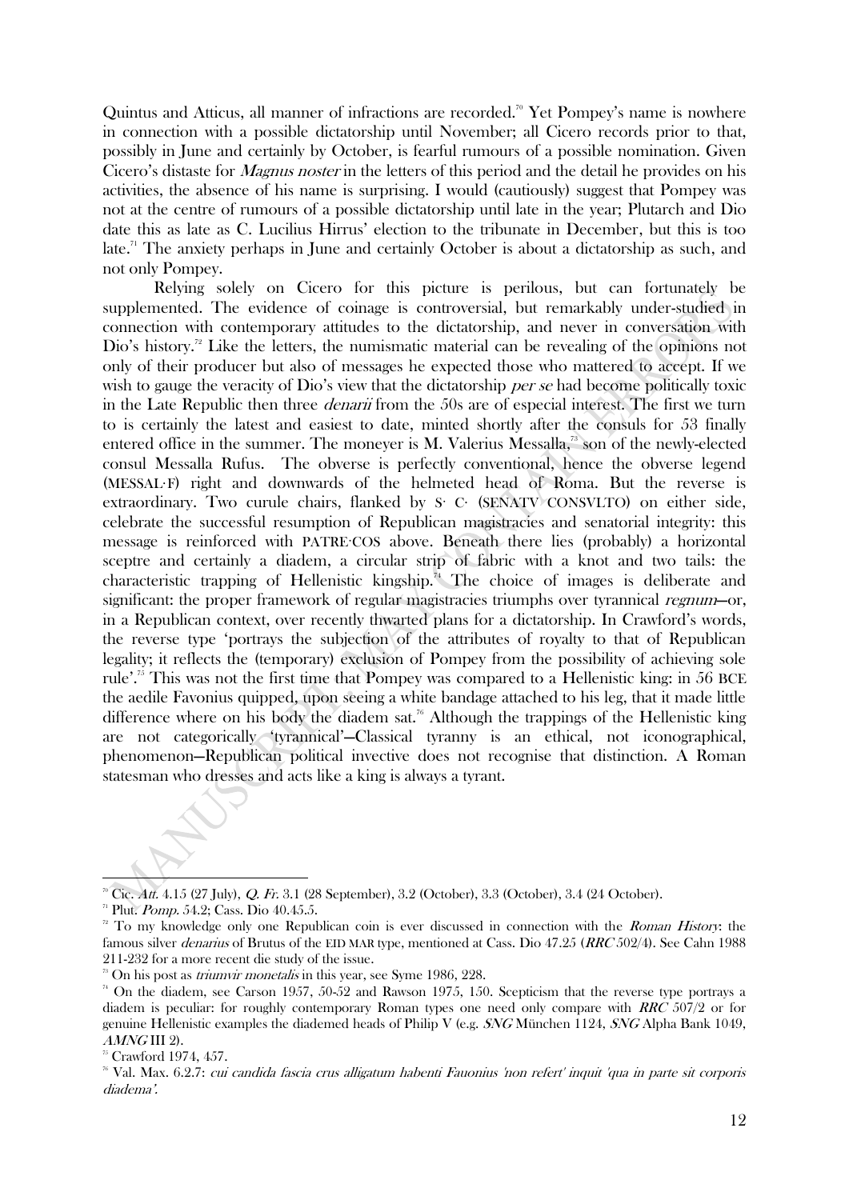Quintus and Atticus, all manner of infractions are recorded.[70] Yet Pompey's name is nowhere in connection with a possible dictatorship until November; all Cicero records prior to that, possibly in June and certainly by October, is fearful rumours of a possible nomination. Given Cicero's distaste for *Magnus noster* in the letters of this period and the detail he provides on his activities, the absence of his name is surprising. I would (cautiously) suggest that Pompey was not at the centre of rumours of a possible dictatorship until late in the year; Plutarch and Dio date this as late as C. Lucilius Hirrus' election to the tribunate in December, but this is too late.[71] The anxiety perhaps in June and certainly October is about a dictatorship as such, and not only Pompey.

Relying solely on Cicero for this picture is perilous, but can fortunately be supplemented. The evidence of coinage is controversial, but remarkably under-studied in connection with contemporary attitudes to the dictatorship, and never in conversation with Dio's history.[72] Like the letters, the numismatic material can be revealing of the opinions not only of their producer but also of messages he expected those who mattered to accept. If we wish to gauge the veracity of Dio's view that the dictatorship *per se* had become politically toxic in the Late Republic then three *denarii* from the 50s are of especial interest. The first we turn to is certainly the latest and easiest to date, minted shortly after the consuls for 53 finally entered office in the summer. The moneyer is M. Valerius Messalla,[73] son of the newly-elected consul Messalla Rufus. The obverse is perfectly conventional, hence the obverse legend (MESSAL·F) right and downwards of the helmeted head of Roma. But the reverse is extraordinary. Two curule chairs, flanked by S· C· (SENATV CONSVLTO) on either side, celebrate the successful resumption of Republican magistracies and senatorial integrity: this message is reinforced with PATRE·COS above. Beneath there lies (probably) a horizontal sceptre and certainly a diadem, a circular strip of fabric with a knot and two tails: the characteristic trapping of Hellenistic kingship.[74] The choice of images is deliberate and significant: the proper framework of regular magistracies triumphs over tyrannical *regnum*—or, in a Republican context, over recently thwarted plans for a dictatorship. In Crawford's words, the reverse type 'portrays the subjection of the attributes of royalty to that of Republican legality; it reflects the (temporary) exclusion of Pompey from the possibility of achieving sole rule'.[75] This was not the first time that Pompey was compared to a Hellenistic king: in 56 BCE the aedile Favonius quipped, upon seeing a white bandage attached to his leg, that it made little difference where on his body the diadem sat.[76] Although the trappings of the Hellenistic king are not categorically 'tyrannical'—Classical tyranny is an ethical, not iconographical, phenomenon—Republican political invective does not recognise that distinction. A Roman statesman who dresses and acts like a king is always a tyrant.

---

[70] Cic. *Att.* 4.15 (27 July), *Q. Fr.* 3.1 (28 September), 3.2 (October), 3.3 (October), 3.4 (24 October).

[71] Plut. *Pomp.* 54.2; Cass. Dio 40.45.5.

[72] To my knowledge only one Republican coin is ever discussed in connection with the *Roman History*: the famous silver *denarius* of Brutus of the EID MAR type, mentioned at Cass. Dio 47.25 (*RRC* 502/4). See Cahn 1988 211-232 for a more recent die study of the issue.

[73] On his post as *triumvir monetalis* in this year, see Syme 1986, 228.

[74] On the diadem, see Carson 1957, 50-52 and Rawson 1975, 150. Scepticism that the reverse type portrays a diadem is peculiar: for roughly contemporary Roman types one need only compare with *RRC* 507/2 or for genuine Hellenistic examples the diademed heads of Philip V (e.g. *SNG* München 1124, *SNG* Alpha Bank 1049, *AMNG* III 2).

[75] Crawford 1974, 457.

[76] Val. Max. 6.2.7: *cui candida fascia crus alligatum habenti Fauonius 'non refert' inquit 'qua in parte sit corporis diadema'.*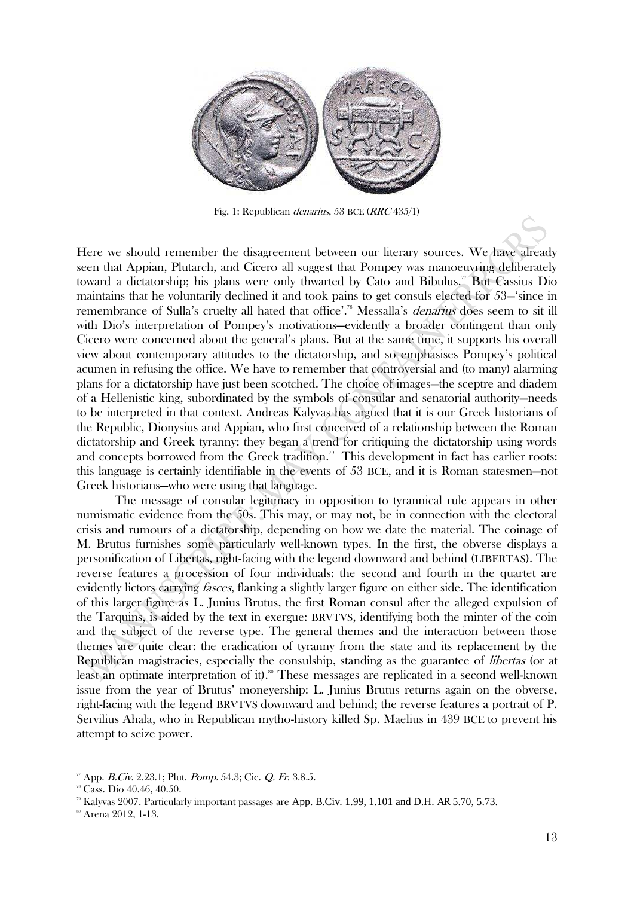Fig. 1: Republican *denarius*, 53 BCE (*RRC* 435/1)

Here we should remember the disagreement between our literary sources. We have already seen that Appian, Plutarch, and Cicero all suggest that Pompey was manoeuvring deliberately toward a dictatorship; his plans were only thwarted by Cato and Bibulus.[77] But Cassius Dio maintains that he voluntarily declined it and took pains to get consuls elected for 53—'since in remembrance of Sulla's cruelty all hated that office'.[78] Messalla's *denarius* does seem to sit ill with Dio's interpretation of Pompey's motivations—evidently a broader contingent than only Cicero were concerned about the general's plans. But at the same time, it supports his overall view about contemporary attitudes to the dictatorship, and so emphasises Pompey's political acumen in refusing the office. We have to remember that controversial and (to many) alarming plans for a dictatorship have just been scotched. The choice of images—the sceptre and diadem of a Hellenistic king, subordinated by the symbols of consular and senatorial authority—needs to be interpreted in that context. Andreas Kalyvas has argued that it is our Greek historians of the Republic, Dionysius and Appian, who first conceived of a relationship between the Roman dictatorship and Greek tyranny: they began a trend for critiquing the dictatorship using words and concepts borrowed from the Greek tradition.[79] This development in fact has earlier roots: this language is certainly identifiable in the events of 53 BCE, and it is Roman statesmen—not Greek historians—who were using that language.

The message of consular legitimacy in opposition to tyrannical rule appears in other numismatic evidence from the 50s. This may, or may not, be in connection with the electoral crisis and rumours of a dictatorship, depending on how we date the material. The coinage of M. Brutus furnishes some particularly well-known types. In the first, the obverse displays a personification of Libertas, right-facing with the legend downward and behind (LIBERTAS). The reverse features a procession of four individuals: the second and fourth in the quartet are evidently lictors carrying *fasces*, flanking a slightly larger figure on either side. The identification of this larger figure as L. Junius Brutus, the first Roman consul after the alleged expulsion of the Tarquins, is aided by the text in exergue: BRVTVS, identifying both the minter of the coin and the subject of the reverse type. The general themes and the interaction between those themes are quite clear: the eradication of tyranny from the state and its replacement by the Republican magistracies, especially the consulship, standing as the guarantee of *libertas* (or at least an optimate interpretation of it).[80] These messages are replicated in a second well-known issue from the year of Brutus' moneyership: L. Junius Brutus returns again on the obverse, right-facing with the legend BRVTVS downward and behind; the reverse features a portrait of P. Servilius Ahala, who in Republican mytho-history killed Sp. Maelius in 439 BCE to prevent his attempt to seize power.

---

[77] App. *B.Civ.* 2.23.1; Plut. *Pomp.* 54.3; Cic. *Q. Fr.* 3.8.5.

[78] Cass. Dio 40.46, 40.50.

[79] Kalyvas 2007. Particularly important passages are App. B.Civ. 1.99, 1.101 and D.H. AR 5.70, 5.73.

[80] Arena 2012, 1-13.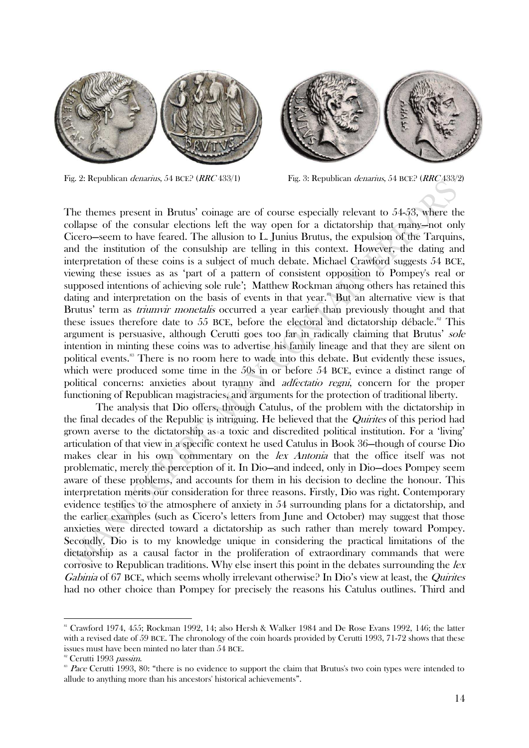Fig. 2: Republican *denarius*, 54 BCE? (*RRC* 433/1)

Fig. 3: Republican *denarius*, 54 BCE? (*RRC* 433/2)

The themes present in Brutus' coinage are of course especially relevant to 54-53, where the collapse of the consular elections left the way open for a dictatorship that many—not only Cicero—seem to have feared. The allusion to L. Junius Brutus, the expulsion of the Tarquins, and the institution of the consulship are telling in this context. However, the dating and interpretation of these coins is a subject of much debate. Michael Crawford suggests 54 BCE, viewing these issues as as 'part of a pattern of consistent opposition to Pompey's real or supposed intentions of achieving sole rule'; Matthew Rockman among others has retained this dating and interpretation on the basis of events in that year.[81] But an alternative view is that Brutus' term as *triumvir monetalis* occurred a year earlier than previously thought and that these issues therefore date to 55 BCE, before the electoral and dictatorship débacle.[82] This argument is persuasive, although Cerutti goes too far in radically claiming that Brutus' *sole* intention in minting these coins was to advertise his family lineage and that they are silent on political events.[83] There is no room here to wade into this debate. But evidently these issues, which were produced some time in the 50s in or before 54 BCE, evince a distinct range of political concerns: anxieties about tyranny and *adfectatio regni*, concern for the proper functioning of Republican magistracies, and arguments for the protection of traditional liberty.

The analysis that Dio offers, through Catulus, of the problem with the dictatorship in the final decades of the Republic is intriguing. He believed that the *Quirites* of this period had grown averse to the dictatorship as a toxic and discredited political institution. For a 'living' articulation of that view in a specific context he used Catulus in Book 36—though of course Dio makes clear in his own commentary on the *lex Antonia* that the office itself was not problematic, merely the perception of it. In Dio—and indeed, only in Dio—does Pompey seem aware of these problems, and accounts for them in his decision to decline the honour. This interpretation merits our consideration for three reasons. Firstly, Dio was right. Contemporary evidence testifies to the atmosphere of anxiety in 54 surrounding plans for a dictatorship, and the earlier examples (such as Cicero's letters from June and October) may suggest that those anxieties were directed toward a dictatorship as such rather than merely toward Pompey. Secondly, Dio is to my knowledge unique in considering the practical limitations of the dictatorship as a causal factor in the proliferation of extraordinary commands that were corrosive to Republican traditions. Why else insert this point in the debates surrounding the *lex Gabinia* of 67 BCE, which seems wholly irrelevant otherwise? In Dio's view at least, the *Quirites* had no other choice than Pompey for precisely the reasons his Catulus outlines. Third and

---

[81] Crawford 1974, 455; Rockman 1992, 14; also Hersh & Walker 1984 and De Rose Evans 1992, 146; the latter with a revised date of 59 BCE. The chronology of the coin hoards provided by Cerutti 1993, 71-72 shows that these issues must have been minted no later than 54 BCE.

[82] Cerutti 1993 *passim*.

[83] *Pace* Cerutti 1993, 80: "there is no evidence to support the claim that Brutus's two coin types were intended to allude to anything more than his ancestors' historical achievements".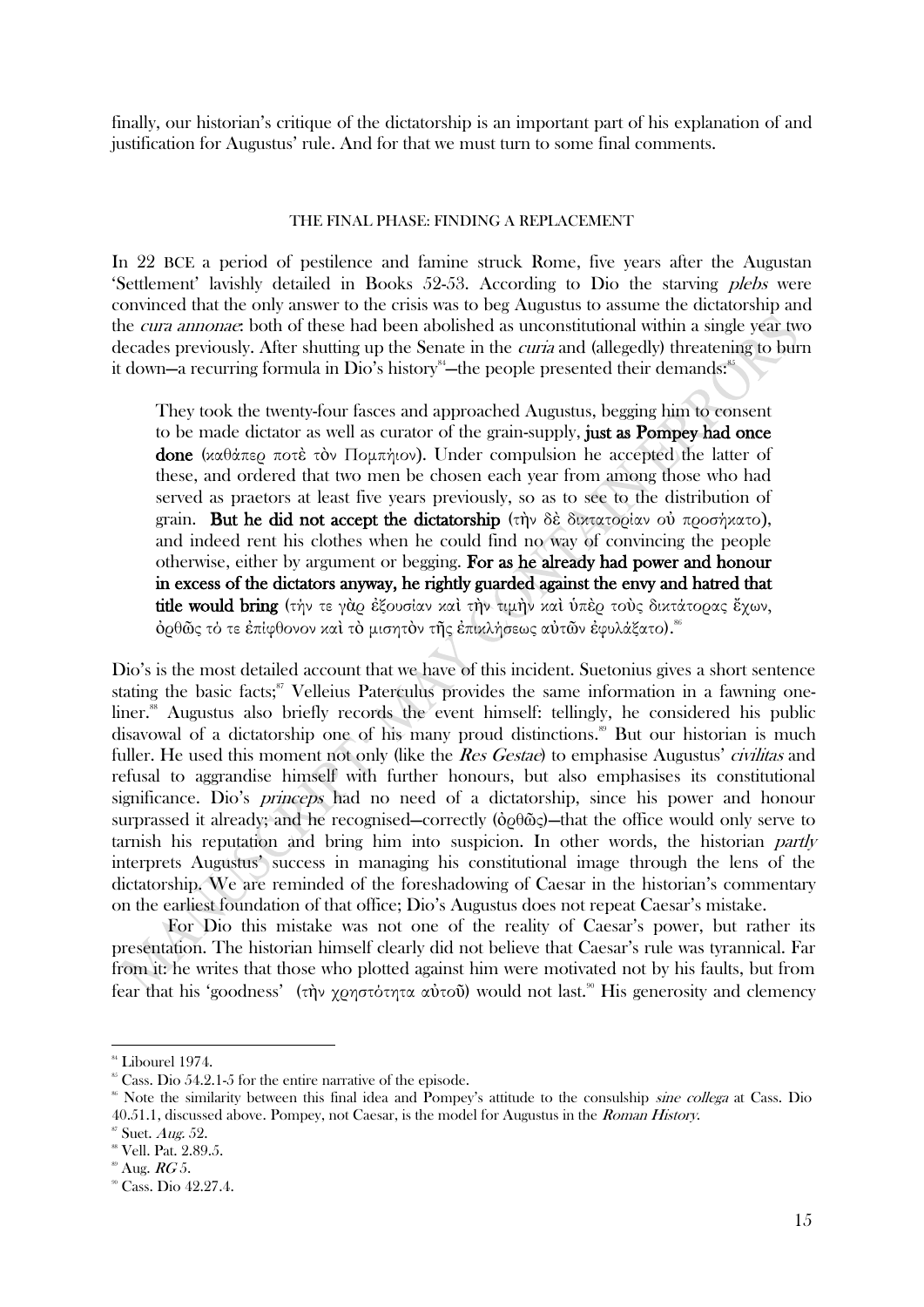finally, our historian's critique of the dictatorship is an important part of his explanation of and justification for Augustus' rule. And for that we must turn to some final comments.

## THE FINAL PHASE: FINDING A REPLACEMENT

In 22 BCE a period of pestilence and famine struck Rome, five years after the Augustan 'Settlement' lavishly detailed in Books 52-53. According to Dio the starving *plebs* were convinced that the only answer to the crisis was to beg Augustus to assume the dictatorship and the *cura annonae*: both of these had been abolished as unconstitutional within a single year two decades previously. After shutting up the Senate in the *curia* and (allegedly) threatening to burn it down—a recurring formula in Dio's history[84]—the people presented their demands:[85]

> They took the twenty-four fasces and approached Augustus, begging him to consent to be made dictator as well as curator of the grain-supply, **just as Pompey had once done** (καθάπερ ποτὲ τὸν Πομπήιον). Under compulsion he accepted the latter of these, and ordered that two men be chosen each year from among those who had served as praetors at least five years previously, so as to see to the distribution of grain. **But he did not accept the dictatorship** (τὴν δὲ δικτατορίαν οὐ προσήκατο), and indeed rent his clothes when he could find no way of convincing the people otherwise, either by argument or begging. **For as he already had power and honour in excess of the dictators anyway, he rightly guarded against the envy and hatred that title would bring** (τήν τε γὰρ ἐξουσίαν καὶ τὴν τιμὴν καὶ ὑπὲρ τοὺς δικτάτορας ἔχων, ὀρθῶς τό τε ἐπίφθονον καὶ τὸ μισητὸν τῆς ἐπικλήσεως αὐτῶν ἐφυλάξατο).[86]

Dio's is the most detailed account that we have of this incident. Suetonius gives a short sentence stating the basic facts;[87] Velleius Paterculus provides the same information in a fawning one-liner.[88] Augustus also briefly records the event himself: tellingly, he considered his public disavowal of a dictatorship one of his many proud distinctions.[89] But our historian is much fuller. He used this moment not only (like the *Res Gestae*) to emphasise Augustus' *civilitas* and refusal to aggrandise himself with further honours, but also emphasises its constitutional significance. Dio's *princeps* had no need of a dictatorship, since his power and honour surpassed it already; and he recognised—correctly (ὀρθῶς)—that the office would only serve to tarnish his reputation and bring him into suspicion. In other words, the historian *partly* interprets Augustus' success in managing his constitutional image through the lens of the dictatorship. We are reminded of the foreshadowing of Caesar in the historian's commentary on the earliest foundation of that office; Dio's Augustus does not repeat Caesar's mistake.

For Dio this mistake was not one of the reality of Caesar's power, but rather its presentation. The historian himself clearly did not believe that Caesar's rule was tyrannical. Far from it: he writes that those who plotted against him were motivated not by his faults, but from fear that his 'goodness' (τὴν χρηστότητα αὐτοῦ) would not last.[90] His generosity and clemency

---

[84] Libourel 1974.

[85] Cass. Dio 54.2.1-5 for the entire narrative of the episode.

[86] Note the similarity between this final idea and Pompey's attitude to the consulship *sine collega* at Cass. Dio 40.51.1, discussed above. Pompey, not Caesar, is the model for Augustus in the *Roman History*.

[87] Suet. *Aug.* 52.

[88] Vell. Pat. 2.89.5.

[89] Aug. *RG* 5.

[90] Cass. Dio 42.27.4.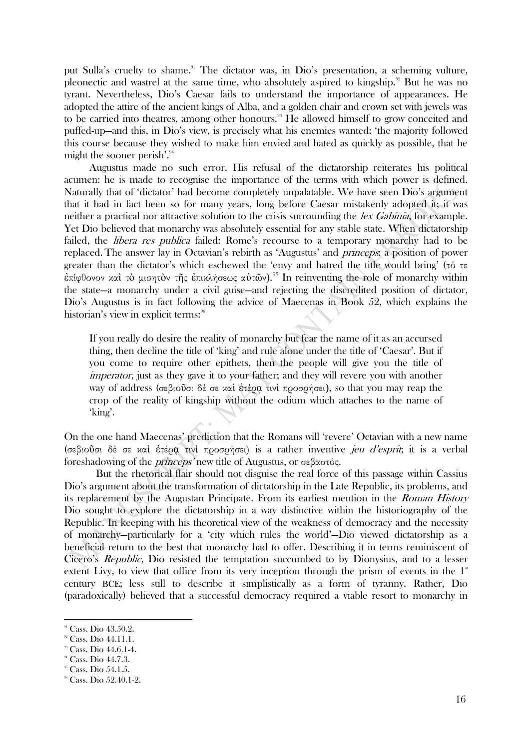put Sulla's cruelty to shame.[91] The dictator was, in Dio's presentation, a scheming vulture, pleonectic and wastrel at the same time, who absolutely aspired to kingship.[92] But he was no tyrant. Nevertheless, Dio's Caesar fails to understand the importance of appearances. He adopted the attire of the ancient kings of Alba, and a golden chair and crown set with jewels was to be carried into theatres, among other honours.[93] He allowed himself to grow conceited and puffed-up—and this, in Dio's view, is precisely what his enemies wanted: 'the majority followed this course because they wished to make him envied and hated as quickly as possible, that he might the sooner perish'.[94]

Augustus made no such error. His refusal of the dictatorship reiterates his political acumen: he is made to recognise the importance of the terms with which power is defined. Naturally that of 'dictator' had become completely unpalatable. We have seen Dio's argument that it had in fact been so for many years, long before Caesar mistakenly adopted it; it was neither a practical nor attractive solution to the crisis surrounding the *lex Gabinia*, for example. Yet Dio believed that monarchy was absolutely essential for any stable state. When dictatorship failed, the *libera res publica* failed: Rome's recourse to a temporary monarchy had to be replaced. The answer lay in Octavian's rebirth as 'Augustus' and *princeps*: a position of power greater than the dictator's which eschewed the 'envy and hatred the title would bring' (τό τε ἐπίφθονον καὶ τὸ μισητὸν τῆς ἐπικλήσεως αὐτῶν).[95] In reinventing the role of monarchy within the state—a monarchy under a civil guise—and rejecting the discredited position of dictator, Dio's Augustus is in fact following the advice of Maecenas in Book 52, which explains the historian's view in explicit terms:[96]

> If you really do desire the reality of monarchy but fear the name of it as an accursed thing, then decline the title of 'king' and rule alone under the title of 'Caesar'. But if you come to require other epithets, then the people will give you the title of *imperator*, just as they gave it to your father; and they will revere you with another way of address (σεβιοῦσι δέ σε καὶ ἑτέρᾳ τινὶ προσρήσει), so that you may reap the crop of the reality of kingship without the odium which attaches to the name of 'king'.

On the one hand Maecenas' prediction that the Romans will 'revere' Octavian with a new name (σεβιοῦσι δέ σε καὶ ἑτέρᾳ τινὶ προσρήσει) is a rather inventive *jeu d'esprit*; it is a verbal foreshadowing of the *princeps'* new title of Augustus, or σεβαστός.

But the rhetorical flair should not disguise the real force of this passage within Cassius Dio's argument about the transformation of dictatorship in the Late Republic, its problems, and its replacement by the Augustan Principate. From its earliest mention in the *Roman History* Dio sought to explore the dictatorship in a way distinctive within the historiography of the Republic. In keeping with his theoretical view of the weakness of democracy and the necessity of monarchy—particularly for a 'city which rules the world'—Dio viewed dictatorship as a beneficial return to the best that monarchy had to offer. Describing it in terms reminiscent of Cicero's *Republic*, Dio resisted the temptation succumbed to by Dionysius, and to a lesser extent Livy, to view that office from its very inception through the prism of events in the 1st century BCE; less still to describe it simplistically as a form of tyranny. Rather, Dio (paradoxically) believed that a successful democracy required a viable resort to monarchy in

[91] Cass. Dio 43.50.2.
[92] Cass. Dio 44.11.1.
[93] Cass. Dio 44.6.1-4.
[94] Cass. Dio 44.7.3.
[95] Cass. Dio 54.1.5.
[96] Cass. Dio 52.40.1-2.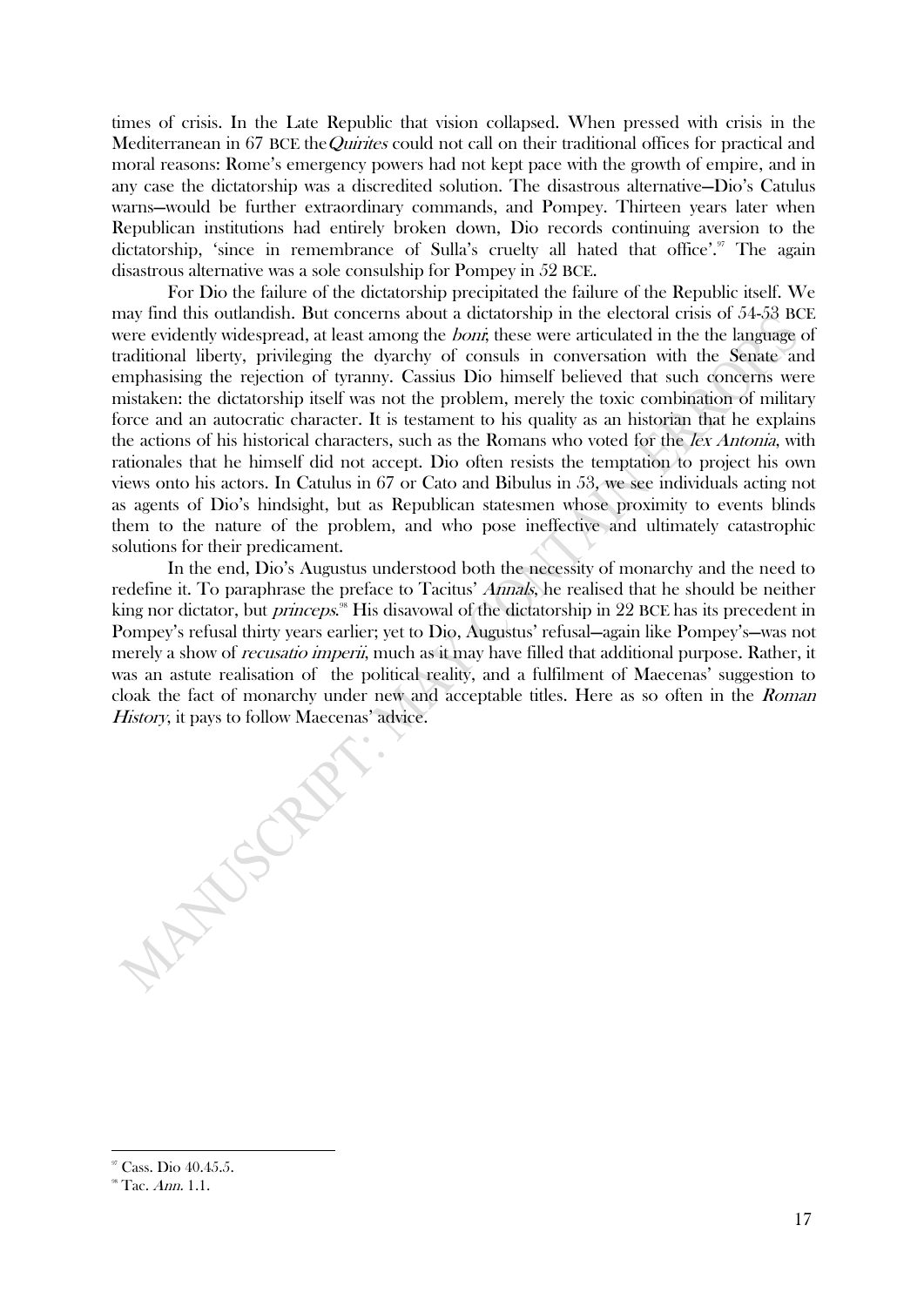times of crisis. In the Late Republic that vision collapsed. When pressed with crisis in the Mediterranean in 67 BCE the *Quirites* could not call on their traditional offices for practical and moral reasons: Rome's emergency powers had not kept pace with the growth of empire, and in any case the dictatorship was a discredited solution. The disastrous alternative—Dio's Catulus warns—would be further extraordinary commands, and Pompey. Thirteen years later when Republican institutions had entirely broken down, Dio records continuing aversion to the dictatorship, 'since in remembrance of Sulla's cruelty all hated that office'.[97] The again disastrous alternative was a sole consulship for Pompey in 52 BCE.

For Dio the failure of the dictatorship precipitated the failure of the Republic itself. We may find this outlandish. But concerns about a dictatorship in the electoral crisis of 54-53 BCE were evidently widespread, at least among the *boni*; these were articulated in the the language of traditional liberty, privileging the dyarchy of consuls in conversation with the Senate and emphasising the rejection of tyranny. Cassius Dio himself believed that such concerns were mistaken: the dictatorship itself was not the problem, merely the toxic combination of military force and an autocratic character. It is testament to his quality as an historian that he explains the actions of his historical characters, such as the Romans who voted for the *lex Antonia*, with rationales that he himself did not accept. Dio often resists the temptation to project his own views onto his actors. In Catulus in 67 or Cato and Bibulus in 53, we see individuals acting not as agents of Dio's hindsight, but as Republican statesmen whose proximity to events blinds them to the nature of the problem, and who pose ineffective and ultimately catastrophic solutions for their predicament.

In the end, Dio's Augustus understood both the necessity of monarchy and the need to redefine it. To paraphrase the preface to Tacitus' *Annals*, he realised that he should be neither king nor dictator, but *princeps*.[98] His disavowal of the dictatorship in 22 BCE has its precedent in Pompey's refusal thirty years earlier; yet to Dio, Augustus' refusal—again like Pompey's—was not merely a show of *recusatio imperii*, much as it may have filled that additional purpose. Rather, it was an astute realisation of the political reality, and a fulfilment of Maecenas' suggestion to cloak the fact of monarchy under new and acceptable titles. Here as so often in the *Roman History*, it pays to follow Maecenas' advice.

---

[97] Cass. Dio 40.45.5.

[98] Tac. *Ann.* 1.1.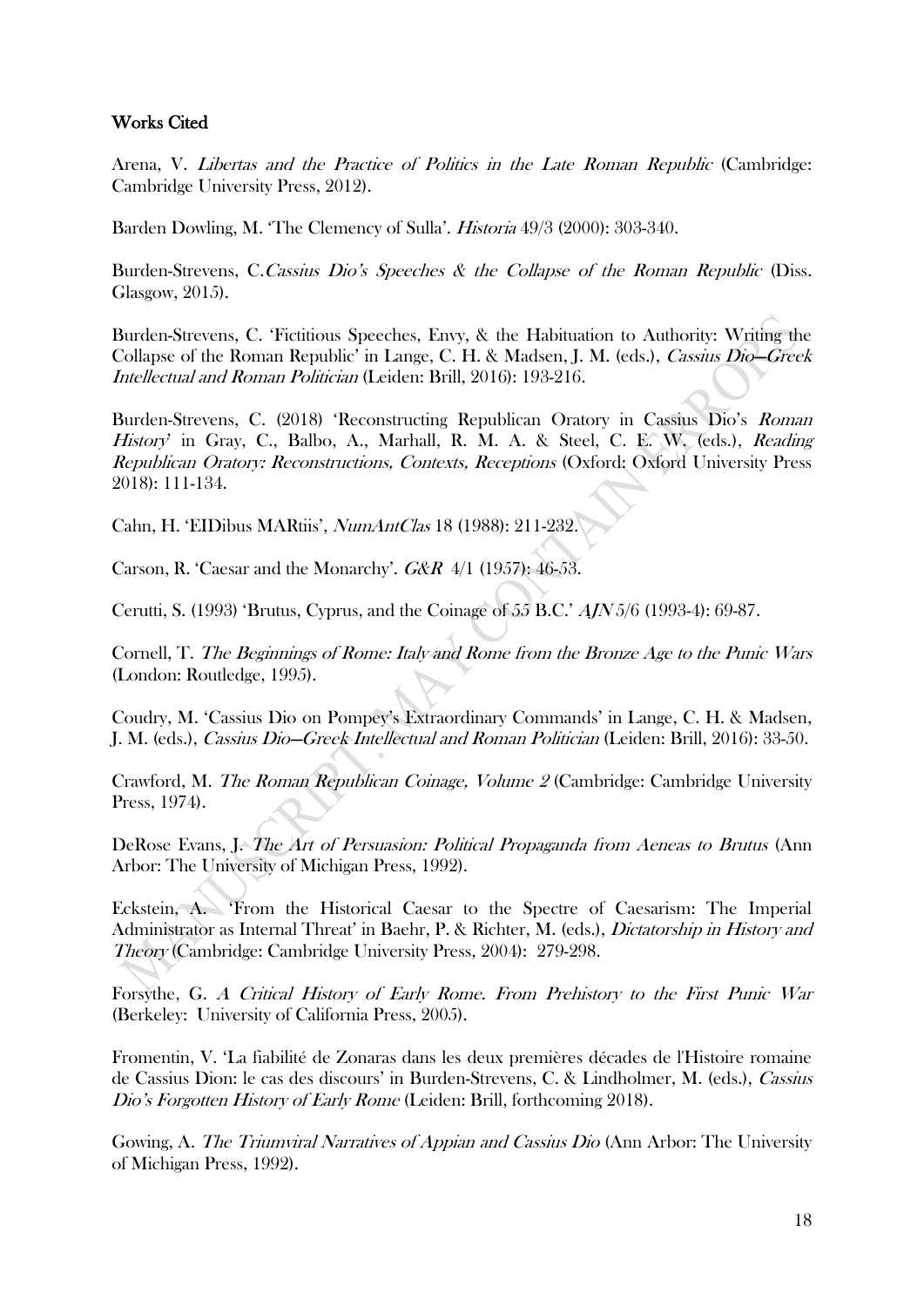## Works Cited

Arena, V. *Libertas and the Practice of Politics in the Late Roman Republic* (Cambridge: Cambridge University Press, 2012).

Barden Dowling, M. 'The Clemency of Sulla'. *Historia* 49/3 (2000): 303-340.

Burden-Strevens, C.*Cassius Dio's Speeches & the Collapse of the Roman Republic* (Diss. Glasgow, 2015).

Burden-Strevens, C. 'Fictitious Speeches, Envy, & the Habituation to Authority: Writing the Collapse of the Roman Republic' in Lange, C. H. & Madsen, J. M. (eds.), *Cassius Dio—Greek Intellectual and Roman Politician* (Leiden: Brill, 2016): 193-216.

Burden-Strevens, C. (2018) 'Reconstructing Republican Oratory in Cassius Dio's *Roman History*' in Gray, C., Balbo, A., Marhall, R. M. A. & Steel, C. E. W. (eds.), *Reading Republican Oratory: Reconstructions, Contexts, Receptions* (Oxford: Oxford University Press 2018): 111-134.

Cahn, H. 'EIDibus MARtiis', *NumAntClas* 18 (1988): 211-232.

Carson, R. 'Caesar and the Monarchy'. *G&R* 4/1 (1957): 46-53.

Cerutti, S. (1993) 'Brutus, Cyprus, and the Coinage of 55 B.C.' *AJN* 5/6 (1993-4): 69-87.

Cornell, T. *The Beginnings of Rome: Italy and Rome from the Bronze Age to the Punic Wars* (London: Routledge, 1995).

Coudry, M. 'Cassius Dio on Pompey's Extraordinary Commands' in Lange, C. H. & Madsen, J. M. (eds.), *Cassius Dio—Greek Intellectual and Roman Politician* (Leiden: Brill, 2016): 33-50.

Crawford, M. *The Roman Republican Coinage, Volume 2* (Cambridge: Cambridge University Press, 1974).

DeRose Evans, J. *The Art of Persuasion: Political Propaganda from Aeneas to Brutus* (Ann Arbor: The University of Michigan Press, 1992).

Eckstein, A. 'From the Historical Caesar to the Spectre of Caesarism: The Imperial Administrator as Internal Threat' in Baehr, P. & Richter, M. (eds.), *Dictatorship in History and Theory* (Cambridge: Cambridge University Press, 2004): 279-298.

Forsythe, G. *A Critical History of Early Rome. From Prehistory to the First Punic War* (Berkeley: University of California Press, 2005).

Fromentin, V. 'La fiabilité de Zonaras dans les deux premières décades de l'Histoire romaine de Cassius Dion: le cas des discours' in Burden-Strevens, C. & Lindholmer, M. (eds.), *Cassius Dio's Forgotten History of Early Rome* (Leiden: Brill, forthcoming 2018).

Gowing, A. *The Triumviral Narratives of Appian and Cassius Dio* (Ann Arbor: The University of Michigan Press, 1992).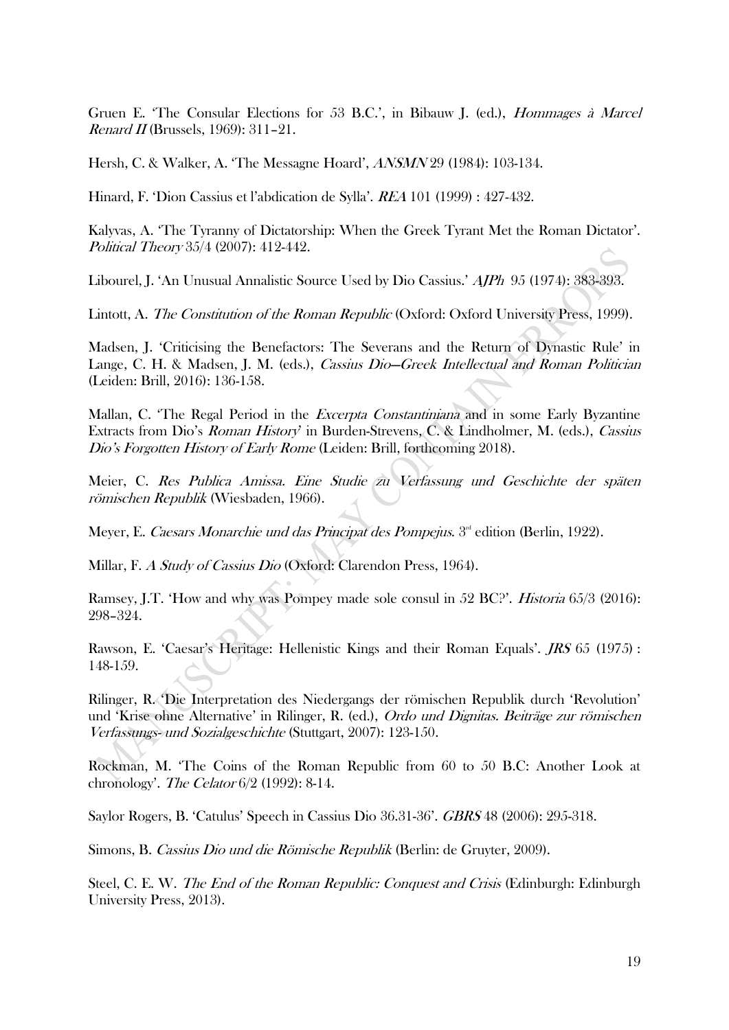Gruen E. 'The Consular Elections for 53 B.C.', in Bibauw J. (ed.), *Hommages à Marcel Renard II* (Brussels, 1969): 311–21.

Hersh, C. & Walker, A. 'The Messagne Hoard', *ANSMN* 29 (1984): 103-134.

Hinard, F. 'Dion Cassius et l'abdication de Sylla'. *REA* 101 (1999) : 427-432.

Kalyvas, A. 'The Tyranny of Dictatorship: When the Greek Tyrant Met the Roman Dictator'. *Political Theory* 35/4 (2007): 412-442.

Libourel, J. 'An Unusual Annalistic Source Used by Dio Cassius.' *AJPh* 95 (1974): 383-393.

Lintott, A. *The Constitution of the Roman Republic* (Oxford: Oxford University Press, 1999).

Madsen, J. 'Criticising the Benefactors: The Severans and the Return of Dynastic Rule' in Lange, C. H. & Madsen, J. M. (eds.), *Cassius Dio—Greek Intellectual and Roman Politician* (Leiden: Brill, 2016): 136-158.

Mallan, C. 'The Regal Period in the *Excerpta Constantiniana* and in some Early Byzantine Extracts from Dio's *Roman History*' in Burden-Strevens, C. & Lindholmer, M. (eds.), *Cassius Dio's Forgotten History of Early Rome* (Leiden: Brill, forthcoming 2018).

Meier, C. *Res Publica Amissa. Eine Studie zu Verfassung und Geschichte der späten römischen Republik* (Wiesbaden, 1966).

Meyer, E. *Caesars Monarchie und das Principat des Pompejus*. 3rd edition (Berlin, 1922).

Millar, F. *A Study of Cassius Dio* (Oxford: Clarendon Press, 1964).

Ramsey, J.T. 'How and why was Pompey made sole consul in 52 BC?'. *Historia* 65/3 (2016): 298–324.

Rawson, E. 'Caesar's Heritage: Hellenistic Kings and their Roman Equals'. *JRS* 65 (1975) : 148-159.

Rilinger, R. 'Die Interpretation des Niedergangs der römischen Republik durch 'Revolution' und 'Krise ohne Alternative' in Rilinger, R. (ed.), *Ordo und Dignitas. Beiträge zur römischen Verfassungs- und Sozialgeschichte* (Stuttgart, 2007): 123-150.

Rockman, M. 'The Coins of the Roman Republic from 60 to 50 B.C: Another Look at chronology'. *The Celator* 6/2 (1992): 8-14.

Saylor Rogers, B. 'Catulus' Speech in Cassius Dio 36.31-36'. *GBRS* 48 (2006): 295-318.

Simons, B. *Cassius Dio und die Römische Republik* (Berlin: de Gruyter, 2009).

Steel, C. E. W. *The End of the Roman Republic: Conquest and Crisis* (Edinburgh: Edinburgh University Press, 2013).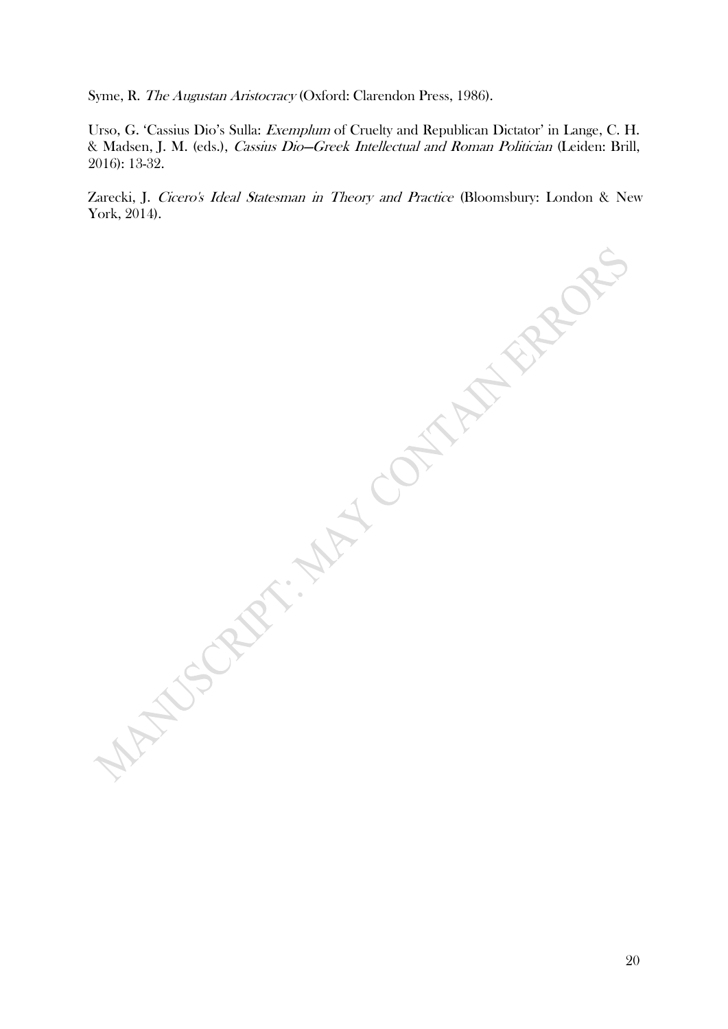Syme, R. *The Augustan Aristocracy* (Oxford: Clarendon Press, 1986).

Urso, G. 'Cassius Dio's Sulla: *Exemplum* of Cruelty and Republican Dictator' in Lange, C. H. & Madsen, J. M. (eds.), *Cassius Dio—Greek Intellectual and Roman Politician* (Leiden: Brill, 2016): 13-32.

Zarecki, J. *Cicero's Ideal Statesman in Theory and Practice* (Bloomsbury: London & New York, 2014).